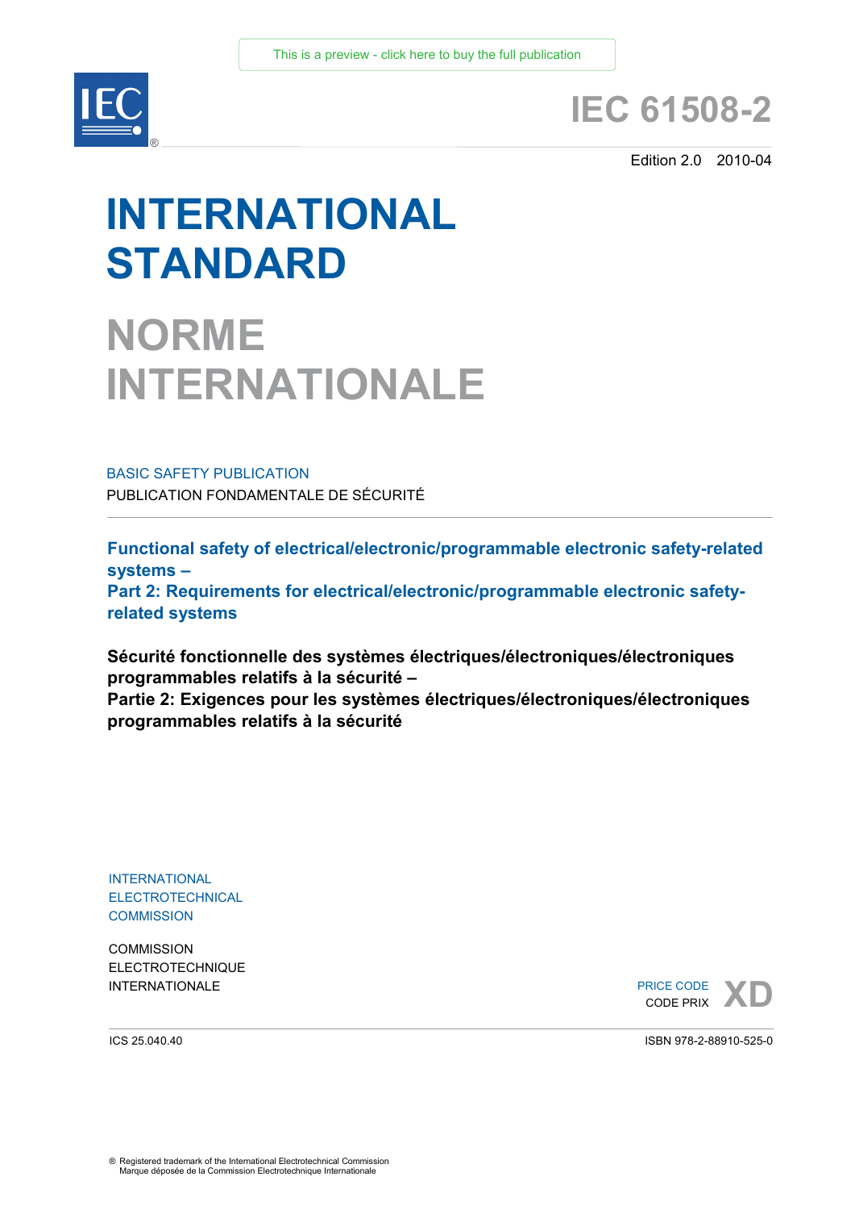This is a preview - click here to buy the full publication

# IEC 61508-2

Edition 2.0 2010-04

# INTERNATIONAL STANDARD

# NORME INTERNATIONALE

BASIC SAFETY PUBLICATION

PUBLICATION FONDAMENTALE DE SÉCURITÉ

**Functional safety of electrical/electronic/programmable electronic safety-related systems –**
**Part 2: Requirements for electrical/electronic/programmable electronic safety-related systems**

**Sécurité fonctionnelle des systèmes électriques/électroniques/électroniques programmables relatifs à la sécurité –**
**Partie 2: Exigences pour les systèmes électriques/électroniques/électroniques programmables relatifs à la sécurité**

INTERNATIONAL
ELECTROTECHNICAL
COMMISSION

COMMISSION
ELECTROTECHNIQUE
INTERNATIONALE

PRICE CODE
CODE PRIX **XD**

ICS 25.040.40

ISBN 978-2-88910-525-0

® Registered trademark of the International Electrotechnical Commission
Marque déposée de la Commission Electrotechnique Internationale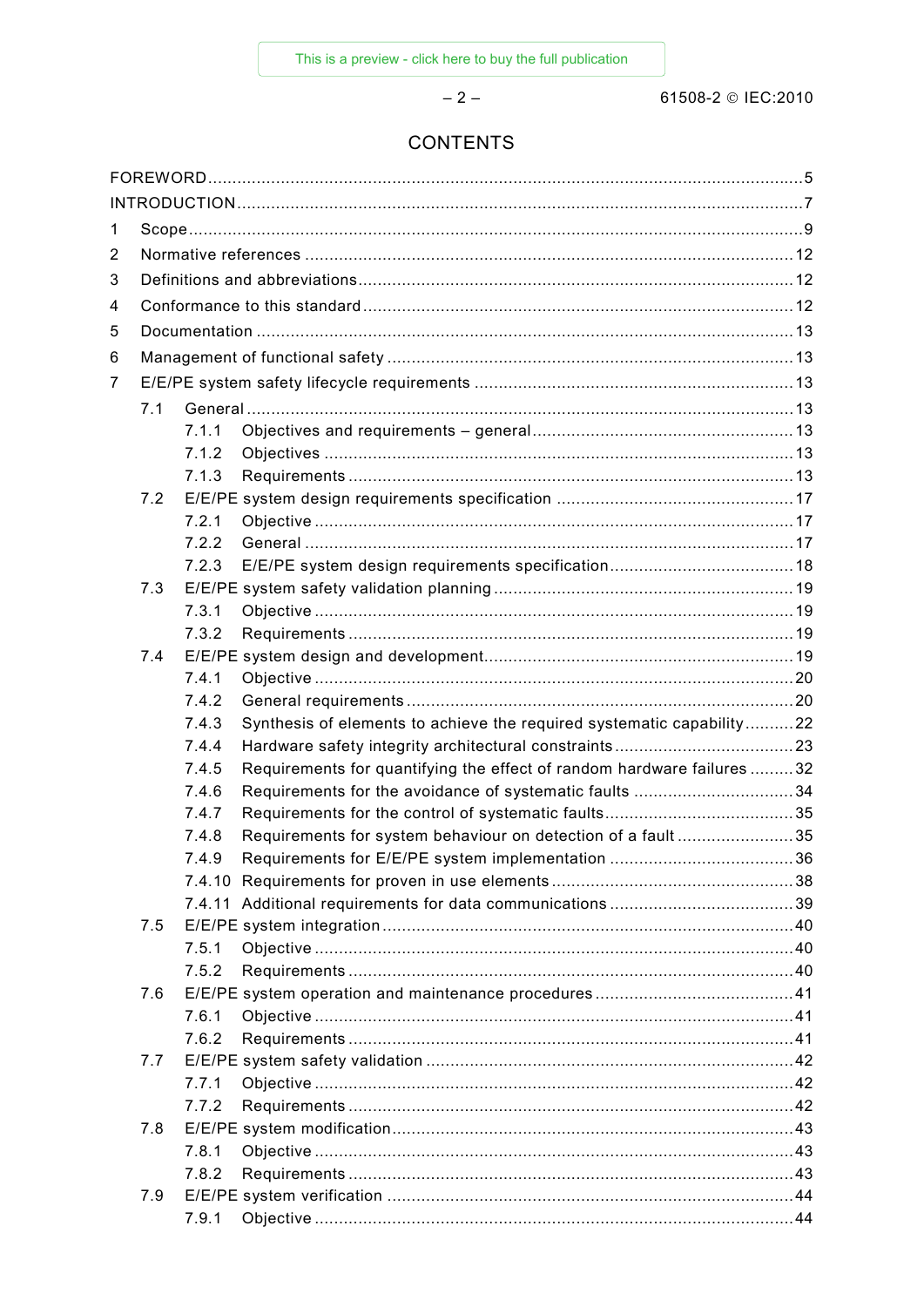# CONTENTS

FOREWORD .......... 5
INTRODUCTION .......... 7
1 Scope .......... 9
2 Normative references .......... 12
3 Definitions and abbreviations .......... 12
4 Conformance to this standard .......... 12
5 Documentation .......... 13
6 Management of functional safety .......... 13
7 E/E/PE system safety lifecycle requirements .......... 13
- 7.1 General .......... 13
  - 7.1.1 Objectives and requirements – general .......... 13
  - 7.1.2 Objectives .......... 13
  - 7.1.3 Requirements .......... 13
- 7.2 E/E/PE system design requirements specification .......... 17
  - 7.2.1 Objective .......... 17
  - 7.2.2 General .......... 17
  - 7.2.3 E/E/PE system design requirements specification .......... 18
- 7.3 E/E/PE system safety validation planning .......... 19
  - 7.3.1 Objective .......... 19
  - 7.3.2 Requirements .......... 19
- 7.4 E/E/PE system design and development .......... 19
  - 7.4.1 Objective .......... 20
  - 7.4.2 General requirements .......... 20
  - 7.4.3 Synthesis of elements to achieve the required systematic capability .......... 22
  - 7.4.4 Hardware safety integrity architectural constraints .......... 23
  - 7.4.5 Requirements for quantifying the effect of random hardware failures .......... 32
  - 7.4.6 Requirements for the avoidance of systematic faults .......... 34
  - 7.4.7 Requirements for the control of systematic faults .......... 35
  - 7.4.8 Requirements for system behaviour on detection of a fault .......... 35
  - 7.4.9 Requirements for E/E/PE system implementation .......... 36
  - 7.4.10 Requirements for proven in use elements .......... 38
  - 7.4.11 Additional requirements for data communications .......... 39
- 7.5 E/E/PE system integration .......... 40
  - 7.5.1 Objective .......... 40
  - 7.5.2 Requirements .......... 40
- 7.6 E/E/PE system operation and maintenance procedures .......... 41
  - 7.6.1 Objective .......... 41
  - 7.6.2 Requirements .......... 41
- 7.7 E/E/PE system safety validation .......... 42
  - 7.7.1 Objective .......... 42
  - 7.7.2 Requirements .......... 42
- 7.8 E/E/PE system modification .......... 43
  - 7.8.1 Objective .......... 43
  - 7.8.2 Requirements .......... 43
- 7.9 E/E/PE system verification .......... 44
  - 7.9.1 Objective .......... 44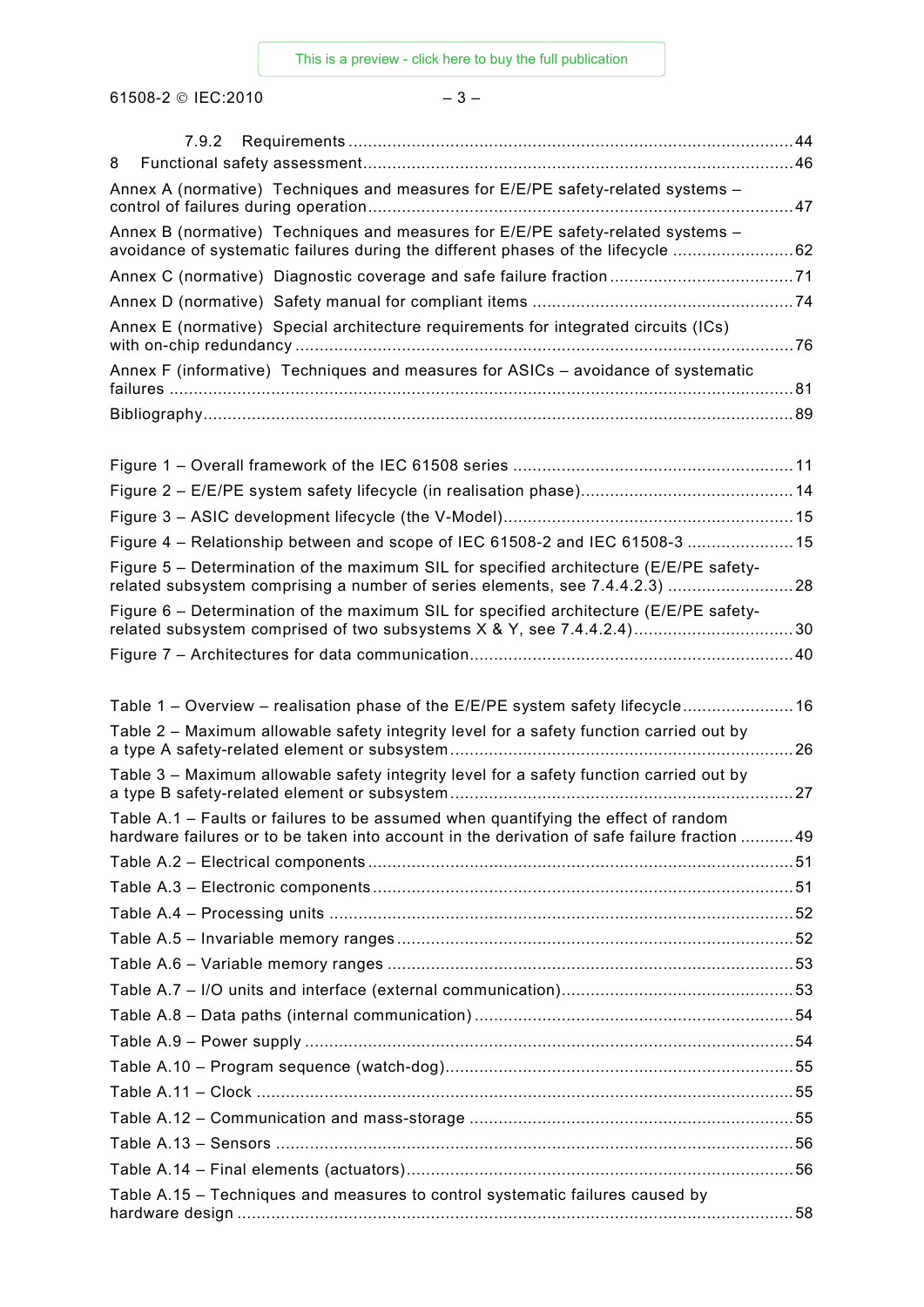7.9.2 Requirements ..... 44

8 Functional safety assessment ..... 46

Annex A (normative) Techniques and measures for E/E/PE safety-related systems – control of failures during operation ..... 47

Annex B (normative) Techniques and measures for E/E/PE safety-related systems – avoidance of systematic failures during the different phases of the lifecycle ..... 62

Annex C (normative) Diagnostic coverage and safe failure fraction ..... 71

Annex D (normative) Safety manual for compliant items ..... 74

Annex E (normative) Special architecture requirements for integrated circuits (ICs) with on-chip redundancy ..... 76

Annex F (informative) Techniques and measures for ASICs – avoidance of systematic failures ..... 81

Bibliography ..... 89

Figure 1 – Overall framework of the IEC 61508 series ..... 11

Figure 2 – E/E/PE system safety lifecycle (in realisation phase) ..... 14

Figure 3 – ASIC development lifecycle (the V-Model) ..... 15

Figure 4 – Relationship between and scope of IEC 61508-2 and IEC 61508-3 ..... 15

Figure 5 – Determination of the maximum SIL for specified architecture (E/E/PE safety-related subsystem comprising a number of series elements, see 7.4.4.2.3) ..... 28

Figure 6 – Determination of the maximum SIL for specified architecture (E/E/PE safety-related subsystem comprised of two subsystems X & Y, see 7.4.4.2.4) ..... 30

Figure 7 – Architectures for data communication ..... 40

Table 1 – Overview – realisation phase of the E/E/PE system safety lifecycle ..... 16

Table 2 – Maximum allowable safety integrity level for a safety function carried out by a type A safety-related element or subsystem ..... 26

Table 3 – Maximum allowable safety integrity level for a safety function carried out by a type B safety-related element or subsystem ..... 27

Table A.1 – Faults or failures to be assumed when quantifying the effect of random hardware failures or to be taken into account in the derivation of safe failure fraction ..... 49

Table A.2 – Electrical components ..... 51

Table A.3 – Electronic components ..... 51

Table A.4 – Processing units ..... 52

Table A.5 – Invariable memory ranges ..... 52

Table A.6 – Variable memory ranges ..... 53

Table A.7 – I/O units and interface (external communication) ..... 53

Table A.8 – Data paths (internal communication) ..... 54

Table A.9 – Power supply ..... 54

Table A.10 – Program sequence (watch-dog) ..... 55

Table A.11 – Clock ..... 55

Table A.12 – Communication and mass-storage ..... 55

Table A.13 – Sensors ..... 56

Table A.14 – Final elements (actuators) ..... 56

Table A.15 – Techniques and measures to control systematic failures caused by hardware design ..... 58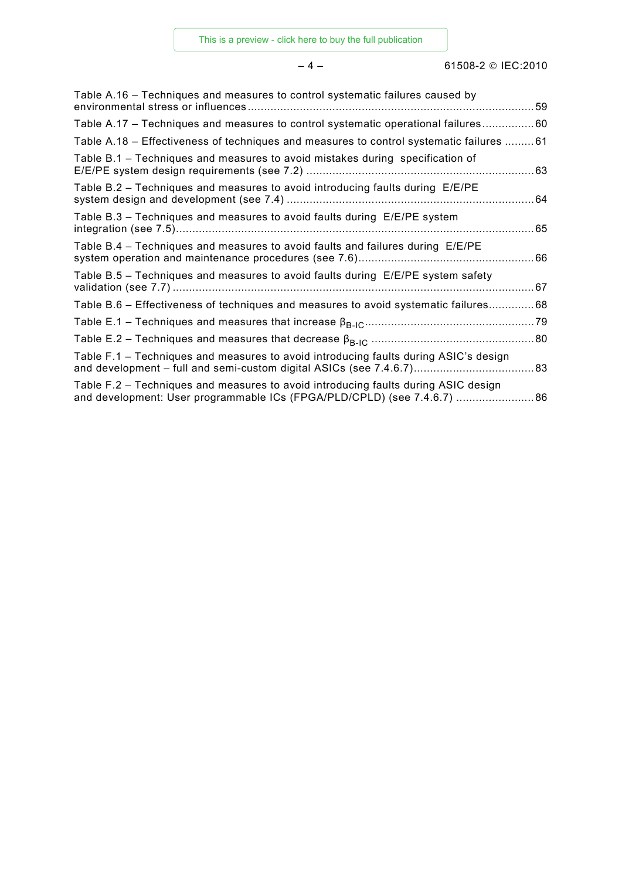Table A.16 – Techniques and measures to control systematic failures caused by environmental stress or influences ........ 59

Table A.17 – Techniques and measures to control systematic operational failures ........ 60

Table A.18 – Effectiveness of techniques and measures to control systematic failures ........ 61

Table B.1 – Techniques and measures to avoid mistakes during specification of E/E/PE system design requirements (see 7.2) ........ 63

Table B.2 – Techniques and measures to avoid introducing faults during E/E/PE system design and development (see 7.4) ........ 64

Table B.3 – Techniques and measures to avoid faults during E/E/PE system integration (see 7.5) ........ 65

Table B.4 – Techniques and measures to avoid faults and failures during E/E/PE system operation and maintenance procedures (see 7.6) ........ 66

Table B.5 – Techniques and measures to avoid faults during E/E/PE system safety validation (see 7.7) ........ 67

Table B.6 – Effectiveness of techniques and measures to avoid systematic failures ........ 68

Table E.1 – Techniques and measures that increase $\beta_{B-IC}$ ........ 79

Table E.2 – Techniques and measures that decrease $\beta_{B-IC}$ ........ 80

Table F.1 – Techniques and measures to avoid introducing faults during ASIC's design and development – full and semi-custom digital ASICs (see 7.4.6.7) ........ 83

Table F.2 – Techniques and measures to avoid introducing faults during ASIC design and development: User programmable ICs (FPGA/PLD/CPLD) (see 7.4.6.7) ........ 86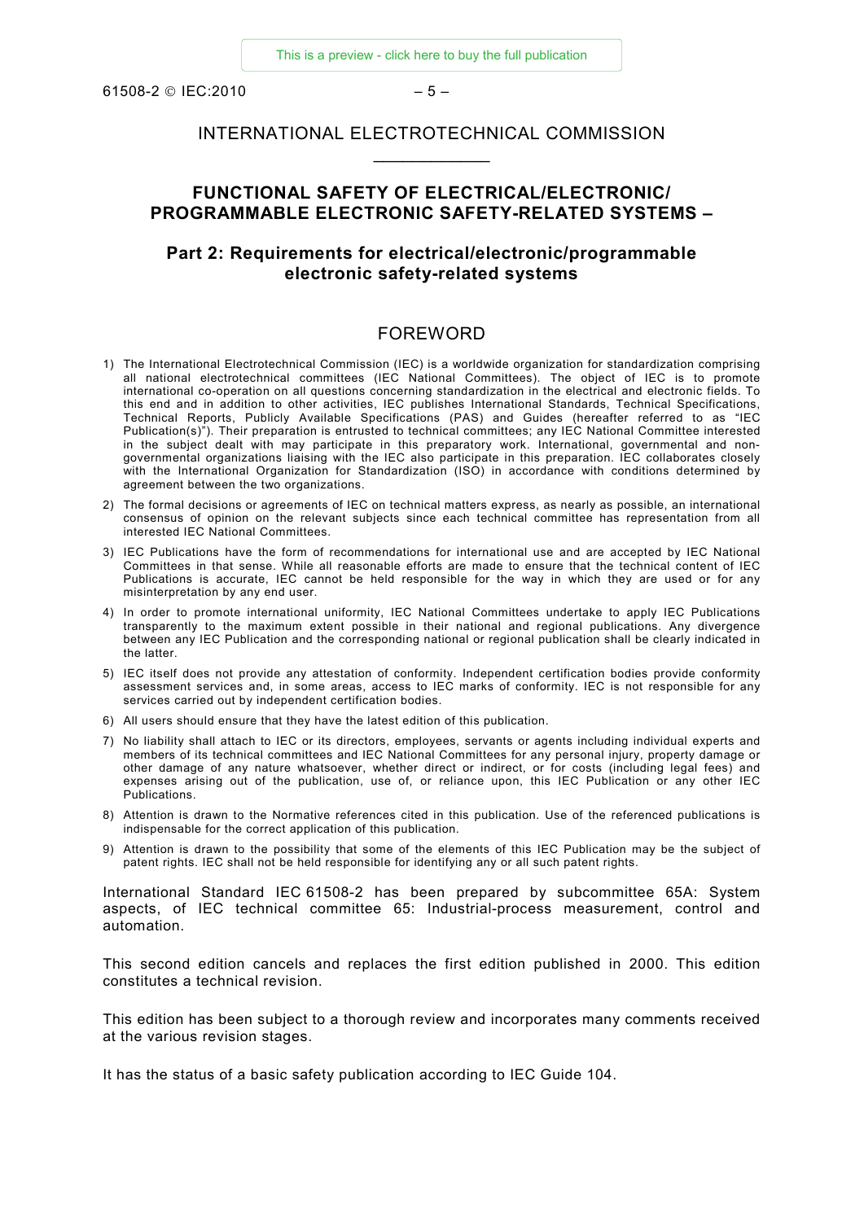INTERNATIONAL ELECTROTECHNICAL COMMISSION

____________

# FUNCTIONAL SAFETY OF ELECTRICAL/ELECTRONIC/ PROGRAMMABLE ELECTRONIC SAFETY-RELATED SYSTEMS –

## Part 2: Requirements for electrical/electronic/programmable electronic safety-related systems

## FOREWORD

1) The International Electrotechnical Commission (IEC) is a worldwide organization for standardization comprising all national electrotechnical committees (IEC National Committees). The object of IEC is to promote international co-operation on all questions concerning standardization in the electrical and electronic fields. To this end and in addition to other activities, IEC publishes International Standards, Technical Specifications, Technical Reports, Publicly Available Specifications (PAS) and Guides (hereafter referred to as "IEC Publication(s)"). Their preparation is entrusted to technical committees; any IEC National Committee interested in the subject dealt with may participate in this preparatory work. International, governmental and non-governmental organizations liaising with the IEC also participate in this preparation. IEC collaborates closely with the International Organization for Standardization (ISO) in accordance with conditions determined by agreement between the two organizations.

2) The formal decisions or agreements of IEC on technical matters express, as nearly as possible, an international consensus of opinion on the relevant subjects since each technical committee has representation from all interested IEC National Committees.

3) IEC Publications have the form of recommendations for international use and are accepted by IEC National Committees in that sense. While all reasonable efforts are made to ensure that the technical content of IEC Publications is accurate, IEC cannot be held responsible for the way in which they are used or for any misinterpretation by any end user.

4) In order to promote international uniformity, IEC National Committees undertake to apply IEC Publications transparently to the maximum extent possible in their national and regional publications. Any divergence between any IEC Publication and the corresponding national or regional publication shall be clearly indicated in the latter.

5) IEC itself does not provide any attestation of conformity. Independent certification bodies provide conformity assessment services and, in some areas, access to IEC marks of conformity. IEC is not responsible for any services carried out by independent certification bodies.

6) All users should ensure that they have the latest edition of this publication.

7) No liability shall attach to IEC or its directors, employees, servants or agents including individual experts and members of its technical committees and IEC National Committees for any personal injury, property damage or other damage of any nature whatsoever, whether direct or indirect, or for costs (including legal fees) and expenses arising out of the publication, use of, or reliance upon, this IEC Publication or any other IEC Publications.

8) Attention is drawn to the Normative references cited in this publication. Use of the referenced publications is indispensable for the correct application of this publication.

9) Attention is drawn to the possibility that some of the elements of this IEC Publication may be the subject of patent rights. IEC shall not be held responsible for identifying any or all such patent rights.

International Standard IEC 61508-2 has been prepared by subcommittee 65A: System aspects, of IEC technical committee 65: Industrial-process measurement, control and automation.

This second edition cancels and replaces the first edition published in 2000. This edition constitutes a technical revision.

This edition has been subject to a thorough review and incorporates many comments received at the various revision stages.

It has the status of a basic safety publication according to IEC Guide 104.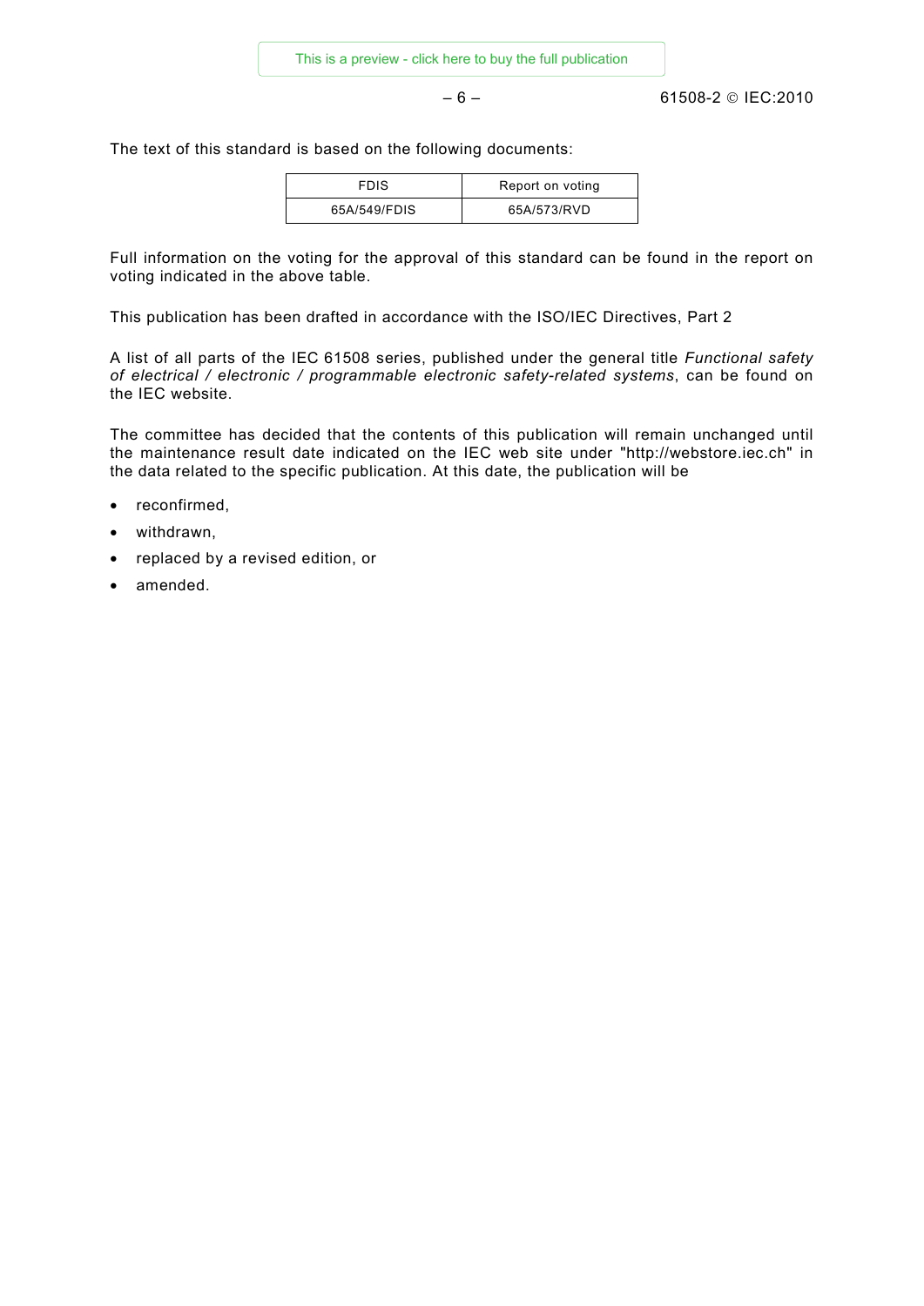The text of this standard is based on the following documents:

| FDIS | Report on voting |
|---|---|
| 65A/549/FDIS | 65A/573/RVD |

Full information on the voting for the approval of this standard can be found in the report on voting indicated in the above table.

This publication has been drafted in accordance with the ISO/IEC Directives, Part 2

A list of all parts of the IEC 61508 series, published under the general title *Functional safety of electrical / electronic / programmable electronic safety-related systems*, can be found on the IEC website.

The committee has decided that the contents of this publication will remain unchanged until the maintenance result date indicated on the IEC web site under "http://webstore.iec.ch" in the data related to the specific publication. At this date, the publication will be

- reconfirmed,
- withdrawn,
- replaced by a revised edition, or
- amended.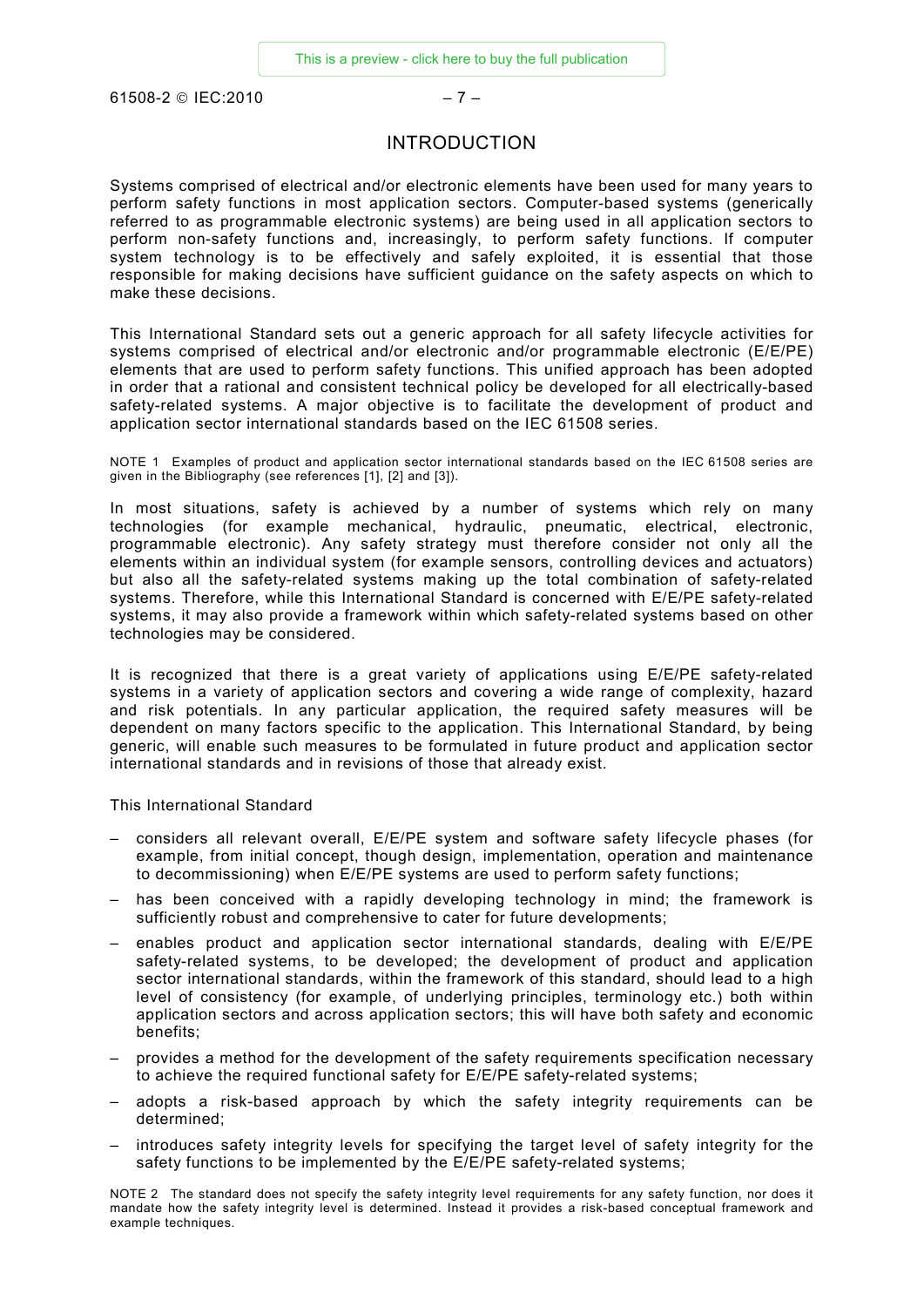# INTRODUCTION

Systems comprised of electrical and/or electronic elements have been used for many years to perform safety functions in most application sectors. Computer-based systems (generically referred to as programmable electronic systems) are being used in all application sectors to perform non-safety functions and, increasingly, to perform safety functions. If computer system technology is to be effectively and safely exploited, it is essential that those responsible for making decisions have sufficient guidance on the safety aspects on which to make these decisions.

This International Standard sets out a generic approach for all safety lifecycle activities for systems comprised of electrical and/or electronic and/or programmable electronic (E/E/PE) elements that are used to perform safety functions. This unified approach has been adopted in order that a rational and consistent technical policy be developed for all electrically-based safety-related systems. A major objective is to facilitate the development of product and application sector international standards based on the IEC 61508 series.

NOTE 1 Examples of product and application sector international standards based on the IEC 61508 series are given in the Bibliography (see references [1], [2] and [3]).

In most situations, safety is achieved by a number of systems which rely on many technologies (for example mechanical, hydraulic, pneumatic, electrical, electronic, programmable electronic). Any safety strategy must therefore consider not only all the elements within an individual system (for example sensors, controlling devices and actuators) but also all the safety-related systems making up the total combination of safety-related systems. Therefore, while this International Standard is concerned with E/E/PE safety-related systems, it may also provide a framework within which safety-related systems based on other technologies may be considered.

It is recognized that there is a great variety of applications using E/E/PE safety-related systems in a variety of application sectors and covering a wide range of complexity, hazard and risk potentials. In any particular application, the required safety measures will be dependent on many factors specific to the application. This International Standard, by being generic, will enable such measures to be formulated in future product and application sector international standards and in revisions of those that already exist.

This International Standard

- considers all relevant overall, E/E/PE system and software safety lifecycle phases (for example, from initial concept, though design, implementation, operation and maintenance to decommissioning) when E/E/PE systems are used to perform safety functions;
- has been conceived with a rapidly developing technology in mind; the framework is sufficiently robust and comprehensive to cater for future developments;
- enables product and application sector international standards, dealing with E/E/PE safety-related systems, to be developed; the development of product and application sector international standards, within the framework of this standard, should lead to a high level of consistency (for example, of underlying principles, terminology etc.) both within application sectors and across application sectors; this will have both safety and economic benefits;
- provides a method for the development of the safety requirements specification necessary to achieve the required functional safety for E/E/PE safety-related systems;
- adopts a risk-based approach by which the safety integrity requirements can be determined;
- introduces safety integrity levels for specifying the target level of safety integrity for the safety functions to be implemented by the E/E/PE safety-related systems;

NOTE 2 The standard does not specify the safety integrity level requirements for any safety function, nor does it mandate how the safety integrity level is determined. Instead it provides a risk-based conceptual framework and example techniques.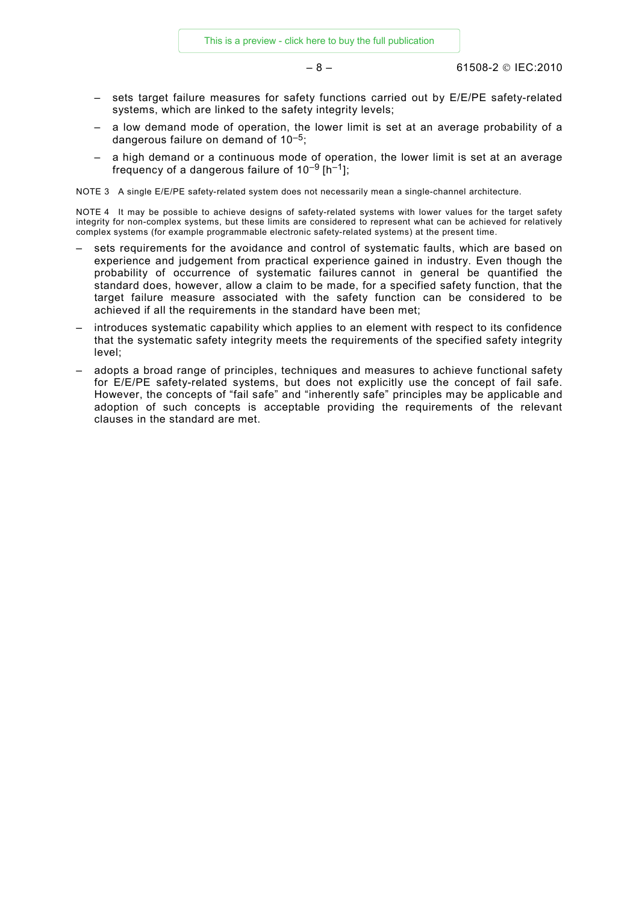- sets target failure measures for safety functions carried out by E/E/PE safety-related systems, which are linked to the safety integrity levels;
- a low demand mode of operation, the lower limit is set at an average probability of a dangerous failure on demand of $10^{-5}$;
- a high demand or a continuous mode of operation, the lower limit is set at an average frequency of a dangerous failure of $10^{-9}$ [$h^{-1}$];

NOTE 3 A single E/E/PE safety-related system does not necessarily mean a single-channel architecture.

NOTE 4 It may be possible to achieve designs of safety-related systems with lower values for the target safety integrity for non-complex systems, but these limits are considered to represent what can be achieved for relatively complex systems (for example programmable electronic safety-related systems) at the present time.

- sets requirements for the avoidance and control of systematic faults, which are based on experience and judgement from practical experience gained in industry. Even though the probability of occurrence of systematic failures cannot in general be quantified the standard does, however, allow a claim to be made, for a specified safety function, that the target failure measure associated with the safety function can be considered to be achieved if all the requirements in the standard have been met;
- introduces systematic capability which applies to an element with respect to its confidence that the systematic safety integrity meets the requirements of the specified safety integrity level;
- adopts a broad range of principles, techniques and measures to achieve functional safety for E/E/PE safety-related systems, but does not explicitly use the concept of fail safe. However, the concepts of "fail safe" and "inherently safe" principles may be applicable and adoption of such concepts is acceptable providing the requirements of the relevant clauses in the standard are met.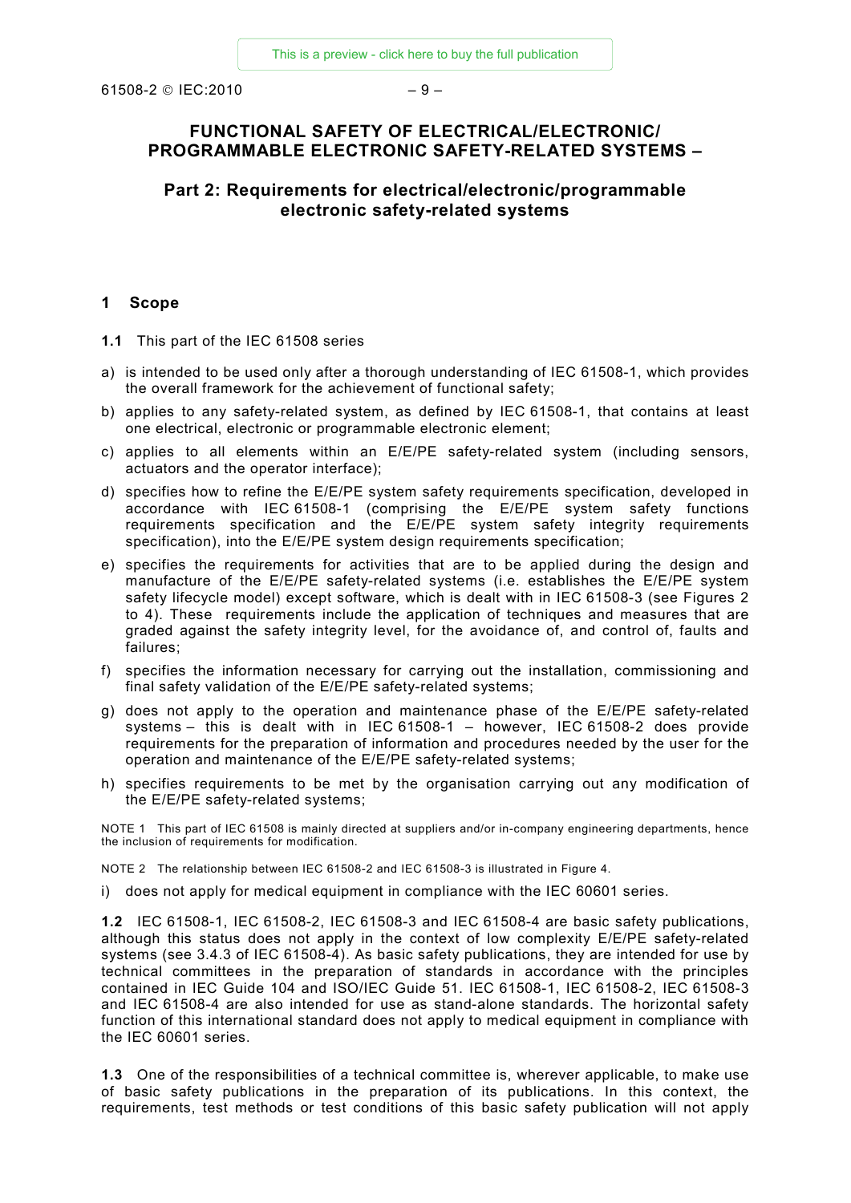# FUNCTIONAL SAFETY OF ELECTRICAL/ELECTRONIC/ PROGRAMMABLE ELECTRONIC SAFETY-RELATED SYSTEMS –

## Part 2: Requirements for electrical/electronic/programmable electronic safety-related systems

## 1 Scope

**1.1** This part of the IEC 61508 series

a) is intended to be used only after a thorough understanding of IEC 61508-1, which provides the overall framework for the achievement of functional safety;

b) applies to any safety-related system, as defined by IEC 61508-1, that contains at least one electrical, electronic or programmable electronic element;

c) applies to all elements within an E/E/PE safety-related system (including sensors, actuators and the operator interface);

d) specifies how to refine the E/E/PE system safety requirements specification, developed in accordance with IEC 61508-1 (comprising the E/E/PE system safety functions requirements specification and the E/E/PE system safety integrity requirements specification), into the E/E/PE system design requirements specification;

e) specifies the requirements for activities that are to be applied during the design and manufacture of the E/E/PE safety-related systems (i.e. establishes the E/E/PE system safety lifecycle model) except software, which is dealt with in IEC 61508-3 (see Figures 2 to 4). These requirements include the application of techniques and measures that are graded against the safety integrity level, for the avoidance of, and control of, faults and failures;

f) specifies the information necessary for carrying out the installation, commissioning and final safety validation of the E/E/PE safety-related systems;

g) does not apply to the operation and maintenance phase of the E/E/PE safety-related systems – this is dealt with in IEC 61508-1 – however, IEC 61508-2 does provide requirements for the preparation of information and procedures needed by the user for the operation and maintenance of the E/E/PE safety-related systems;

h) specifies requirements to be met by the organisation carrying out any modification of the E/E/PE safety-related systems;

NOTE 1 This part of IEC 61508 is mainly directed at suppliers and/or in-company engineering departments, hence the inclusion of requirements for modification.

NOTE 2 The relationship between IEC 61508-2 and IEC 61508-3 is illustrated in Figure 4.

i) does not apply for medical equipment in compliance with the IEC 60601 series.

**1.2** IEC 61508-1, IEC 61508-2, IEC 61508-3 and IEC 61508-4 are basic safety publications, although this status does not apply in the context of low complexity E/E/PE safety-related systems (see 3.4.3 of IEC 61508-4). As basic safety publications, they are intended for use by technical committees in the preparation of standards in accordance with the principles contained in IEC Guide 104 and ISO/IEC Guide 51. IEC 61508-1, IEC 61508-2, IEC 61508-3 and IEC 61508-4 are also intended for use as stand-alone standards. The horizontal safety function of this international standard does not apply to medical equipment in compliance with the IEC 60601 series.

**1.3** One of the responsibilities of a technical committee is, wherever applicable, to make use of basic safety publications in the preparation of its publications. In this context, the requirements, test methods or test conditions of this basic safety publication will not apply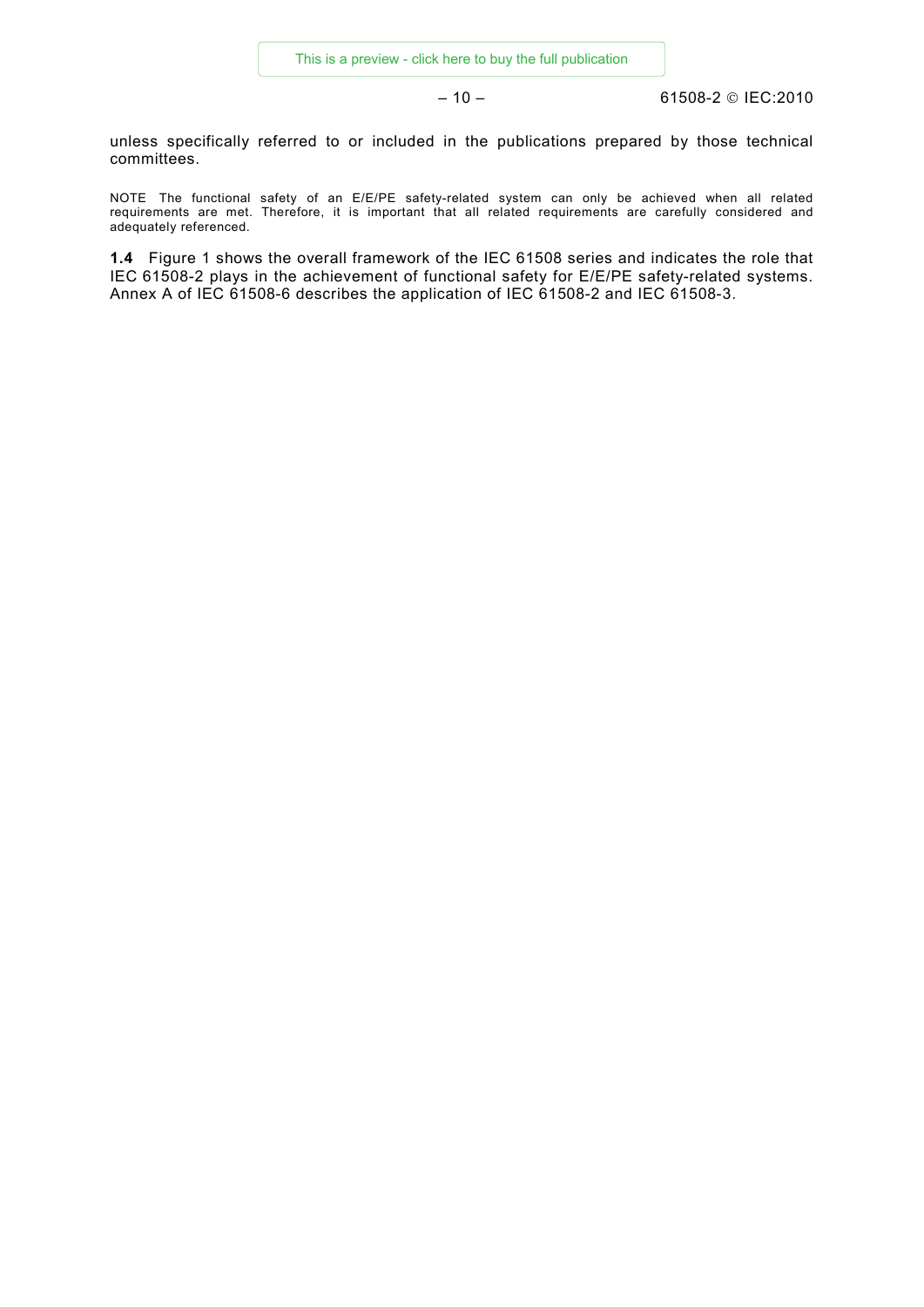unless specifically referred to or included in the publications prepared by those technical committees.

NOTE The functional safety of an E/E/PE safety-related system can only be achieved when all related requirements are met. Therefore, it is important that all related requirements are carefully considered and adequately referenced.

**1.4** Figure 1 shows the overall framework of the IEC 61508 series and indicates the role that IEC 61508-2 plays in the achievement of functional safety for E/E/PE safety-related systems. Annex A of IEC 61508-6 describes the application of IEC 61508-2 and IEC 61508-3.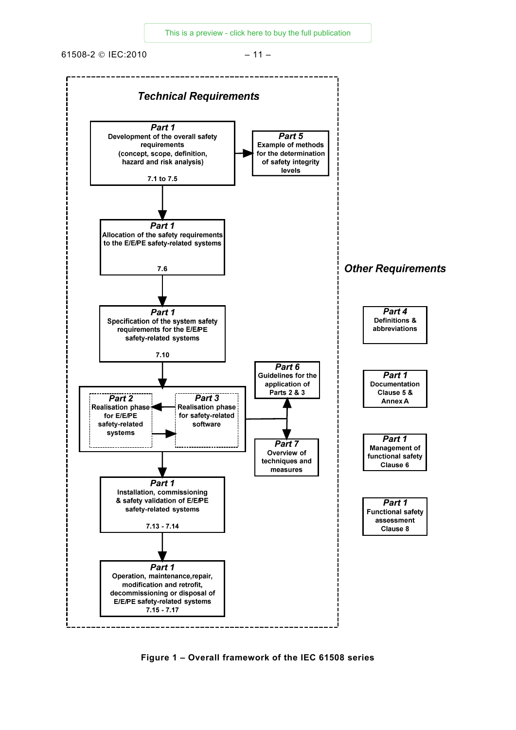### Technical Requirements

**Part 1**
Development of the overall safety requirements
(concept, scope, definition, hazard and risk analysis)
7.1 to 7.5

**Part 5**
Example of methods for the determination of safety integrity levels

**Part 1**
Allocation of the safety requirements to the E/E/PE safety-related systems
7.6

**Part 1**
Specification of the system safety requirements for the E/E/PE safety-related systems
7.10

**Part 6**
Guidelines for the application of Parts 2 & 3

**Part 2**
Realisation phase for E/E/PE safety-related systems

**Part 3**
Realisation phase for safety-related software

**Part 7**
Overview of techniques and measures

**Part 1**
Installation, commissioning & safety validation of E/E/PE safety-related systems
7.13 - 7.14

**Part 1**
Operation, maintenance, repair, modification and retrofit, decommissioning or disposal of E/E/PE safety-related systems
7.15 - 7.17

### Other Requirements

**Part 4**
Definitions & abbreviations

**Part 1**
Documentation
Clause 5 & Annex A

**Part 1**
Management of functional safety
Clause 6

**Part 1**
Functional safety assessment
Clause 8

**Figure 1 – Overall framework of the IEC 61508 series**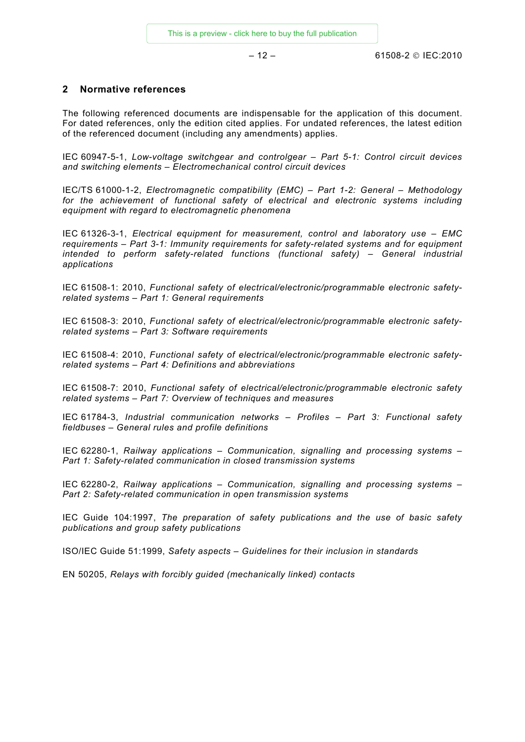## 2 Normative references

The following referenced documents are indispensable for the application of this document. For dated references, only the edition cited applies. For undated references, the latest edition of the referenced document (including any amendments) applies.

IEC 60947-5-1, *Low-voltage switchgear and controlgear – Part 5-1: Control circuit devices and switching elements – Electromechanical control circuit devices*

IEC/TS 61000-1-2, *Electromagnetic compatibility (EMC) – Part 1-2: General – Methodology for the achievement of functional safety of electrical and electronic systems including equipment with regard to electromagnetic phenomena*

IEC 61326-3-1, *Electrical equipment for measurement, control and laboratory use – EMC requirements – Part 3-1: Immunity requirements for safety-related systems and for equipment intended to perform safety-related functions (functional safety) – General industrial applications*

IEC 61508-1: 2010, *Functional safety of electrical/electronic/programmable electronic safety-related systems – Part 1: General requirements*

IEC 61508-3: 2010, *Functional safety of electrical/electronic/programmable electronic safety-related systems – Part 3: Software requirements*

IEC 61508-4: 2010, *Functional safety of electrical/electronic/programmable electronic safety-related systems – Part 4: Definitions and abbreviations*

IEC 61508-7: 2010, *Functional safety of electrical/electronic/programmable electronic safety related systems – Part 7: Overview of techniques and measures*

IEC 61784-3, *Industrial communication networks – Profiles – Part 3: Functional safety fieldbuses – General rules and profile definitions*

IEC 62280-1, *Railway applications – Communication, signalling and processing systems – Part 1: Safety-related communication in closed transmission systems*

IEC 62280-2, *Railway applications – Communication, signalling and processing systems – Part 2: Safety-related communication in open transmission systems*

IEC Guide 104:1997, *The preparation of safety publications and the use of basic safety publications and group safety publications*

ISO/IEC Guide 51:1999, *Safety aspects – Guidelines for their inclusion in standards*

EN 50205, *Relays with forcibly guided (mechanically linked) contacts*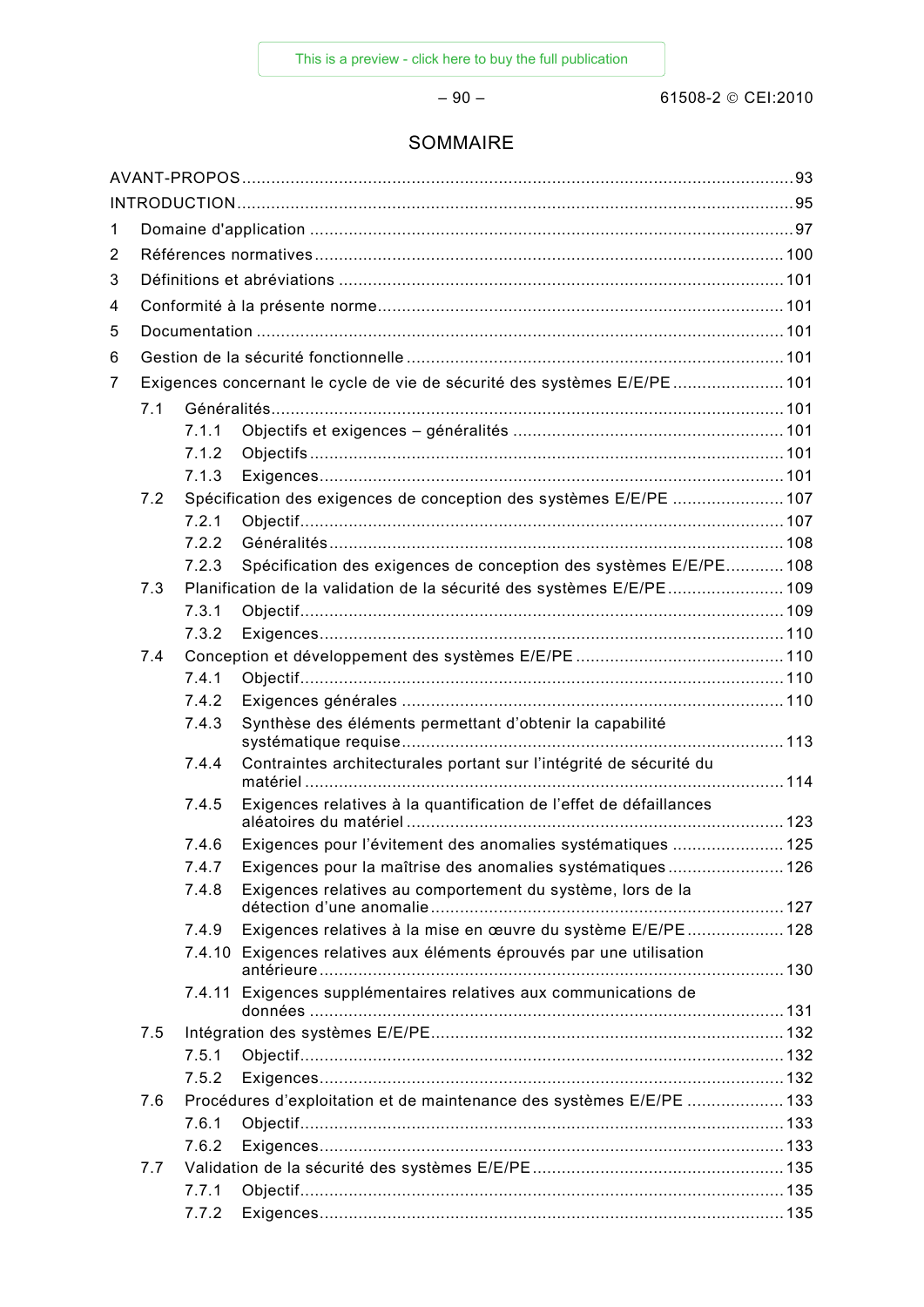# SOMMAIRE

AVANT-PROPOS ........ 93
INTRODUCTION ........ 95
1 Domaine d'application ........ 97
2 Références normatives ........ 100
3 Définitions et abréviations ........ 101
4 Conformité à la présente norme ........ 101
5 Documentation ........ 101
6 Gestion de la sécurité fonctionnelle ........ 101
7 Exigences concernant le cycle de vie de sécurité des systèmes E/E/PE ........ 101
- 7.1 Généralités ........ 101
  - 7.1.1 Objectifs et exigences – généralités ........ 101
  - 7.1.2 Objectifs ........ 101
  - 7.1.3 Exigences ........ 101
- 7.2 Spécification des exigences de conception des systèmes E/E/PE ........ 107
  - 7.2.1 Objectif ........ 107
  - 7.2.2 Généralités ........ 108
  - 7.2.3 Spécification des exigences de conception des systèmes E/E/PE ........ 108
- 7.3 Planification de la validation de la sécurité des systèmes E/E/PE ........ 109
  - 7.3.1 Objectif ........ 109
  - 7.3.2 Exigences ........ 110
- 7.4 Conception et développement des systèmes E/E/PE ........ 110
  - 7.4.1 Objectif ........ 110
  - 7.4.2 Exigences générales ........ 110
  - 7.4.3 Synthèse des éléments permettant d'obtenir la capabilité systématique requise ........ 113
  - 7.4.4 Contraintes architecturales portant sur l'intégrité de sécurité du matériel ........ 114
  - 7.4.5 Exigences relatives à la quantification de l'effet de défaillances aléatoires du matériel ........ 123
  - 7.4.6 Exigences pour l'évitement des anomalies systématiques ........ 125
  - 7.4.7 Exigences pour la maîtrise des anomalies systématiques ........ 126
  - 7.4.8 Exigences relatives au comportement du système, lors de la détection d'une anomalie ........ 127
  - 7.4.9 Exigences relatives à la mise en œuvre du système E/E/PE ........ 128
  - 7.4.10 Exigences relatives aux éléments éprouvés par une utilisation antérieure ........ 130
  - 7.4.11 Exigences supplémentaires relatives aux communications de données ........ 131
- 7.5 Intégration des systèmes E/E/PE ........ 132
  - 7.5.1 Objectif ........ 132
  - 7.5.2 Exigences ........ 132
- 7.6 Procédures d'exploitation et de maintenance des systèmes E/E/PE ........ 133
  - 7.6.1 Objectif ........ 133
  - 7.6.2 Exigences ........ 133
- 7.7 Validation de la sécurité des systèmes E/E/PE ........ 135
  - 7.7.1 Objectif ........ 135
  - 7.7.2 Exigences ........ 135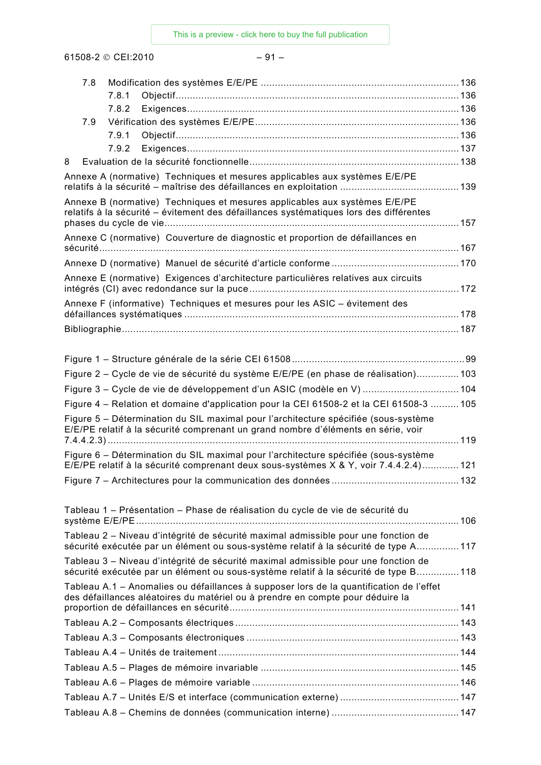7.8 Modification des systèmes E/E/PE ..... 136

7.8.1 Objectif ..... 136

7.8.2 Exigences ..... 136

7.9 Vérification des systèmes E/E/PE ..... 136

7.9.1 Objectif ..... 136

7.9.2 Exigences ..... 137

8 Evaluation de la sécurité fonctionnelle ..... 138

Annexe A (normative) Techniques et mesures applicables aux systèmes E/E/PE relatifs à la sécurité – maîtrise des défaillances en exploitation ..... 139

Annexe B (normative) Techniques et mesures applicables aux systèmes E/E/PE relatifs à la sécurité – évitement des défaillances systématiques lors des différentes phases du cycle de vie ..... 157

Annexe C (normative) Couverture de diagnostic et proportion de défaillances en sécurité ..... 167

Annexe D (normative) Manuel de sécurité d'article conforme ..... 170

Annexe E (normative) Exigences d'architecture particulières relatives aux circuits intégrés (CI) avec redondance sur la puce ..... 172

Annexe F (informative) Techniques et mesures pour les ASIC – évitement des défaillances systématiques ..... 178

Bibliographie ..... 187

Figure 1 – Structure générale de la série CEI 61508 ..... 99

Figure 2 – Cycle de vie de sécurité du système E/E/PE (en phase de réalisation) ..... 103

Figure 3 – Cycle de vie de développement d'un ASIC (modèle en V) ..... 104

Figure 4 – Relation et domaine d'application pour la CEI 61508-2 et la CEI 61508-3 ..... 105

Figure 5 – Détermination du SIL maximal pour l'architecture spécifiée (sous-système E/E/PE relatif à la sécurité comprenant un grand nombre d'éléments en série, voir 7.4.4.2.3) ..... 119

Figure 6 – Détermination du SIL maximal pour l'architecture spécifiée (sous-système E/E/PE relatif à la sécurité comprenant deux sous-systèmes X & Y, voir 7.4.4.2.4) ..... 121

Figure 7 – Architectures pour la communication des données ..... 132

Tableau 1 – Présentation – Phase de réalisation du cycle de vie de sécurité du système E/E/PE ..... 106

Tableau 2 – Niveau d'intégrité de sécurité maximal admissible pour une fonction de sécurité exécutée par un élément ou sous-système relatif à la sécurité de type A ..... 117

Tableau 3 – Niveau d'intégrité de sécurité maximal admissible pour une fonction de sécurité exécutée par un élément ou sous-système relatif à la sécurité de type B ..... 118

Tableau A.1 – Anomalies ou défaillances à supposer lors de la quantification de l'effet des défaillances aléatoires du matériel ou à prendre en compte pour déduire la proportion de défaillances en sécurité ..... 141

Tableau A.2 – Composants électriques ..... 143

Tableau A.3 – Composants électroniques ..... 143

Tableau A.4 – Unités de traitement ..... 144

Tableau A.5 – Plages de mémoire invariable ..... 145

Tableau A.6 – Plages de mémoire variable ..... 146

Tableau A.7 – Unités E/S et interface (communication externe) ..... 147

Tableau A.8 – Chemins de données (communication interne) ..... 147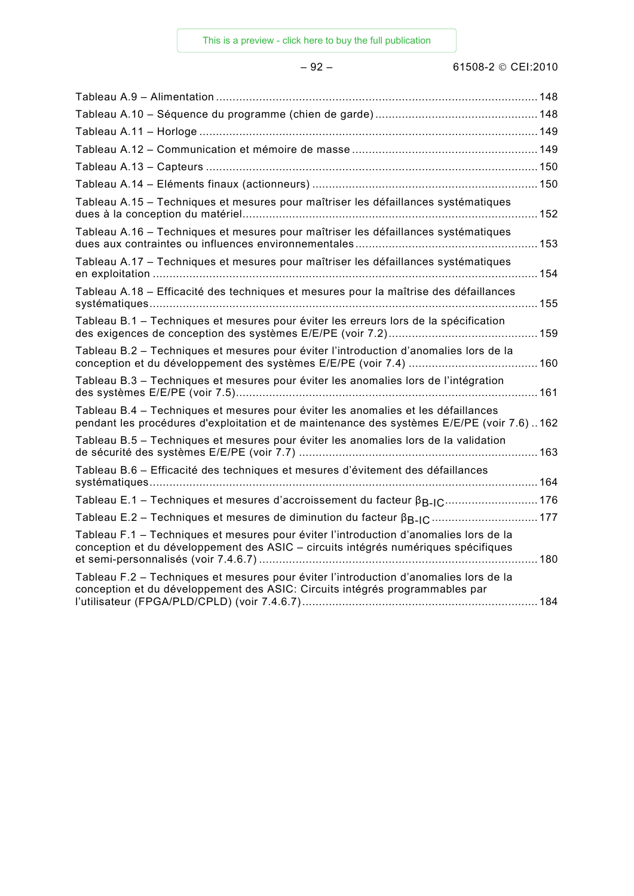Tableau A.9 – Alimentation ........................................................................................ 148

Tableau A.10 – Séquence du programme (chien de garde) ................................................ 148

Tableau A.11 – Horloge ................................................................................................ 149

Tableau A.12 – Communication et mémoire de masse ....................................................... 149

Tableau A.13 – Capteurs ............................................................................................... 150

Tableau A.14 – Eléments finaux (actionneurs) ................................................................. 150

Tableau A.15 – Techniques et mesures pour maîtriser les défaillances systématiques dues à la conception du matériel ........................................................................................ 152

Tableau A.16 – Techniques et mesures pour maîtriser les défaillances systématiques dues aux contraintes ou influences environnementales ........................................................ 153

Tableau A.17 – Techniques et mesures pour maîtriser les défaillances systématiques en exploitation ................................................................................................................ 154

Tableau A.18 – Efficacité des techniques et mesures pour la maîtrise des défaillances systématiques ............................................................................................................. 155

Tableau B.1 – Techniques et mesures pour éviter les erreurs lors de la spécification des exigences de conception des systèmes E/E/PE (voir 7.2) ............................................ 159

Tableau B.2 – Techniques et mesures pour éviter l'introduction d'anomalies lors de la conception et du développement des systèmes E/E/PE (voir 7.4) ....................................... 160

Tableau B.3 – Techniques et mesures pour éviter les anomalies lors de l'intégration des systèmes E/E/PE (voir 7.5) ........................................................................................ 161

Tableau B.4 – Techniques et mesures pour éviter les anomalies et les défaillances pendant les procédures d'exploitation et de maintenance des systèmes E/E/PE (voir 7.6) .. 162

Tableau B.5 – Techniques et mesures pour éviter les anomalies lors de la validation de sécurité des systèmes E/E/PE (voir 7.7) ....................................................................... 163

Tableau B.6 – Efficacité des techniques et mesures d'évitement des défaillances systématiques ............................................................................................................. 164

Tableau E.1 – Techniques et mesures d'accroissement du facteur $\beta_{B\text{-}IC}$ ........................... 176

Tableau E.2 – Techniques et mesures de diminution du facteur $\beta_{B\text{-}IC}$ ............................... 177

Tableau F.1 – Techniques et mesures pour éviter l'introduction d'anomalies lors de la conception et du développement des ASIC – circuits intégrés numériques spécifiques et semi-personnalisés (voir 7.4.6.7) ................................................................................... 180

Tableau F.2 – Techniques et mesures pour éviter l'introduction d'anomalies lors de la conception et du développement des ASIC: Circuits intégrés programmables par l'utilisateur (FPGA/PLD/CPLD) (voir 7.4.6.7) ....................................................................... 184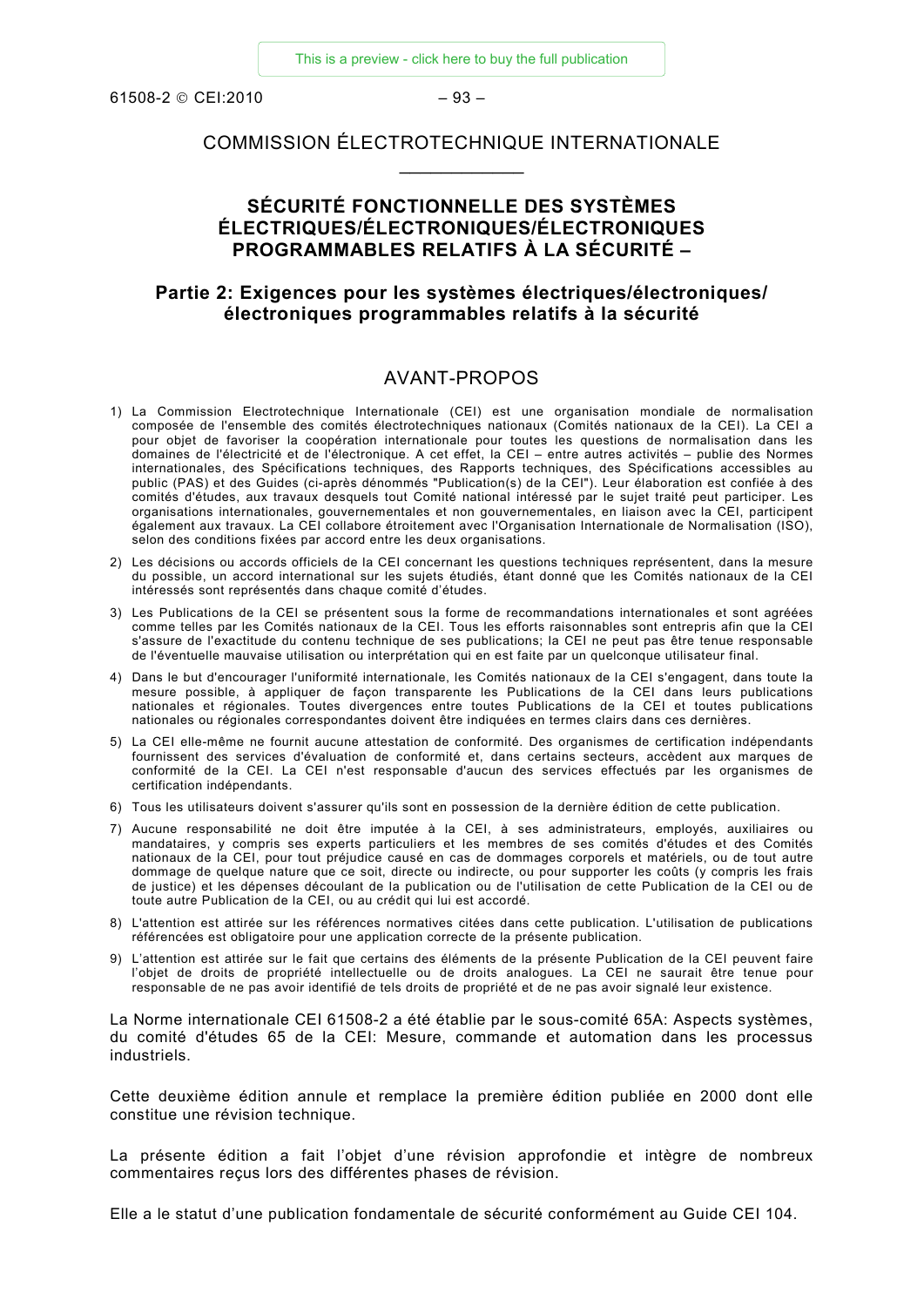COMMISSION ÉLECTROTECHNIQUE INTERNATIONALE

____________

# SÉCURITÉ FONCTIONNELLE DES SYSTÈMES ÉLECTRIQUES/ÉLECTRONIQUES/ÉLECTRONIQUES PROGRAMMABLES RELATIFS À LA SÉCURITÉ –

## Partie 2: Exigences pour les systèmes électriques/électroniques/ électroniques programmables relatifs à la sécurité

## AVANT-PROPOS

1) La Commission Electrotechnique Internationale (CEI) est une organisation mondiale de normalisation composée de l'ensemble des comités électrotechniques nationaux (Comités nationaux de la CEI). La CEI a pour objet de favoriser la coopération internationale pour toutes les questions de normalisation dans les domaines de l'électricité et de l'électronique. A cet effet, la CEI – entre autres activités – publie des Normes internationales, des Spécifications techniques, des Rapports techniques, des Spécifications accessibles au public (PAS) et des Guides (ci-après dénommés "Publication(s) de la CEI"). Leur élaboration est confiée à des comités d'études, aux travaux desquels tout Comité national intéressé par le sujet traité peut participer. Les organisations internationales, gouvernementales et non gouvernementales, en liaison avec la CEI, participent également aux travaux. La CEI collabore étroitement avec l'Organisation Internationale de Normalisation (ISO), selon des conditions fixées par accord entre les deux organisations.
2) Les décisions ou accords officiels de la CEI concernant les questions techniques représentent, dans la mesure du possible, un accord international sur les sujets étudiés, étant donné que les Comités nationaux de la CEI intéressés sont représentés dans chaque comité d'études.
3) Les Publications de la CEI se présentent sous la forme de recommandations internationales et sont agréées comme telles par les Comités nationaux de la CEI. Tous les efforts raisonnables sont entrepris afin que la CEI s'assure de l'exactitude du contenu technique de ses publications; la CEI ne peut pas être tenue responsable de l'éventuelle mauvaise utilisation ou interprétation qui en est faite par un quelconque utilisateur final.
4) Dans le but d'encourager l'uniformité internationale, les Comités nationaux de la CEI s'engagent, dans toute la mesure possible, à appliquer de façon transparente les Publications de la CEI dans leurs publications nationales et régionales. Toutes divergences entre toutes Publications de la CEI et toutes publications nationales ou régionales correspondantes doivent être indiquées en termes clairs dans ces dernières.
5) La CEI elle-même ne fournit aucune attestation de conformité. Des organismes de certification indépendants fournissent des services d'évaluation de conformité et, dans certains secteurs, accèdent aux marques de conformité de la CEI. La CEI n'est responsable d'aucun des services effectués par les organismes de certification indépendants.
6) Tous les utilisateurs doivent s'assurer qu'ils sont en possession de la dernière édition de cette publication.
7) Aucune responsabilité ne doit être imputée à la CEI, à ses administrateurs, employés, auxiliaires ou mandataires, y compris ses experts particuliers et les membres de ses comités d'études et des Comités nationaux de la CEI, pour tout préjudice causé en cas de dommages corporels et matériels, ou de tout autre dommage de quelque nature que ce soit, directe ou indirecte, ou pour supporter les coûts (y compris les frais de justice) et les dépenses découlant de la publication ou de l'utilisation de cette Publication de la CEI ou de toute autre Publication de la CEI, ou au crédit qui lui est accordé.
8) L'attention est attirée sur les références normatives citées dans cette publication. L'utilisation de publications référencées est obligatoire pour une application correcte de la présente publication.
9) L'attention est attirée sur le fait que certains des éléments de la présente Publication de la CEI peuvent faire l'objet de droits de propriété intellectuelle ou de droits analogues. La CEI ne saurait être tenue pour responsable de ne pas avoir identifié de tels droits de propriété et de ne pas avoir signalé leur existence.

La Norme internationale CEI 61508-2 a été établie par le sous-comité 65A: Aspects systèmes, du comité d'études 65 de la CEI: Mesure, commande et automation dans les processus industriels.

Cette deuxième édition annule et remplace la première édition publiée en 2000 dont elle constitue une révision technique.

La présente édition a fait l'objet d'une révision approfondie et intègre de nombreux commentaires reçus lors des différentes phases de révision.

Elle a le statut d'une publication fondamentale de sécurité conformément au Guide CEI 104.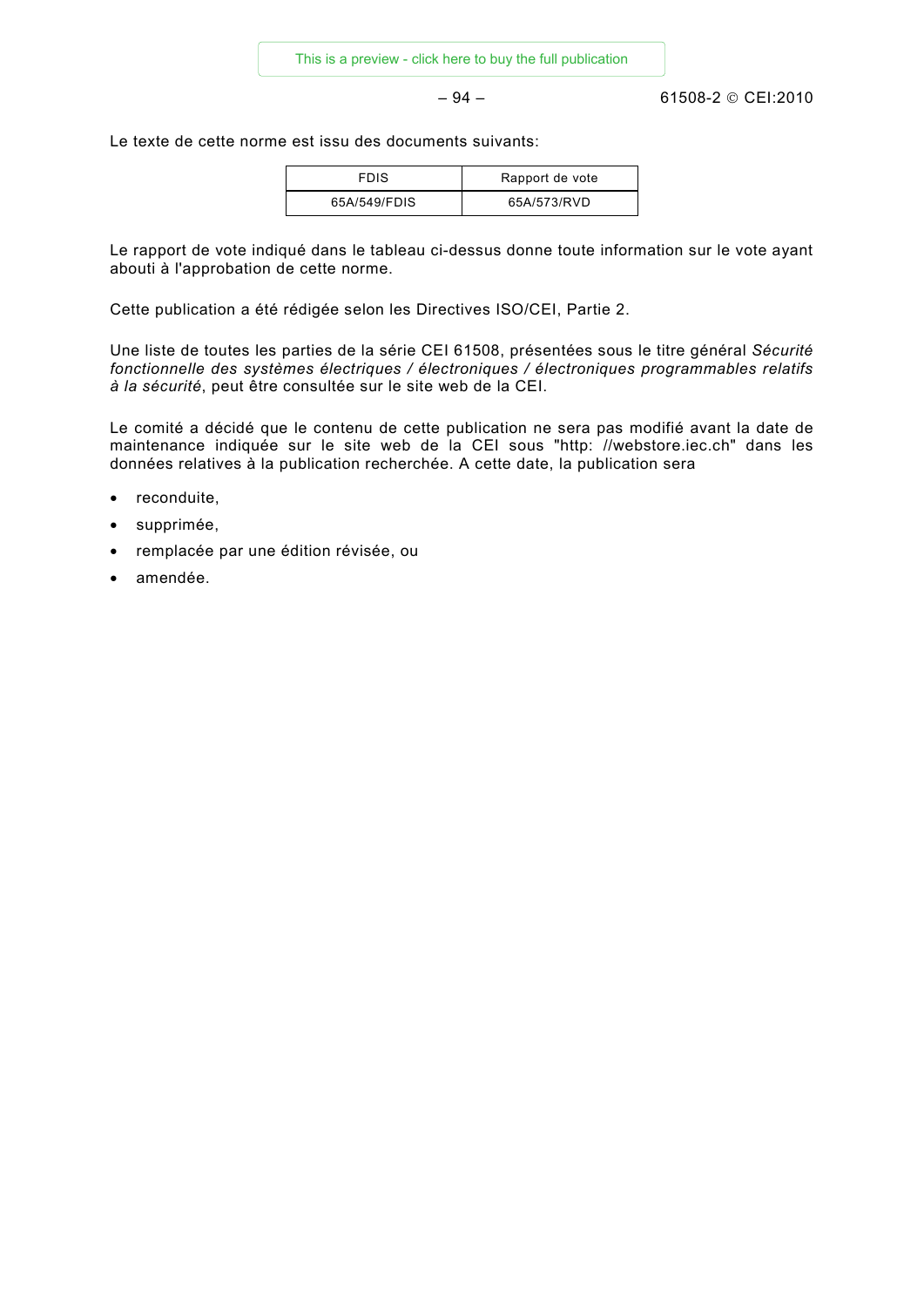Le texte de cette norme est issu des documents suivants:

| FDIS | Rapport de vote |
|---|---|
| 65A/549/FDIS | 65A/573/RVD |

Le rapport de vote indiqué dans le tableau ci-dessus donne toute information sur le vote ayant abouti à l'approbation de cette norme.

Cette publication a été rédigée selon les Directives ISO/CEI, Partie 2.

Une liste de toutes les parties de la série CEI 61508, présentées sous le titre général *Sécurité fonctionnelle des systèmes électriques / électroniques / électroniques programmables relatifs à la sécurité*, peut être consultée sur le site web de la CEI.

Le comité a décidé que le contenu de cette publication ne sera pas modifié avant la date de maintenance indiquée sur le site web de la CEI sous "http: //webstore.iec.ch" dans les données relatives à la publication recherchée. A cette date, la publication sera

- reconduite,
- supprimée,
- remplacée par une édition révisée, ou
- amendée.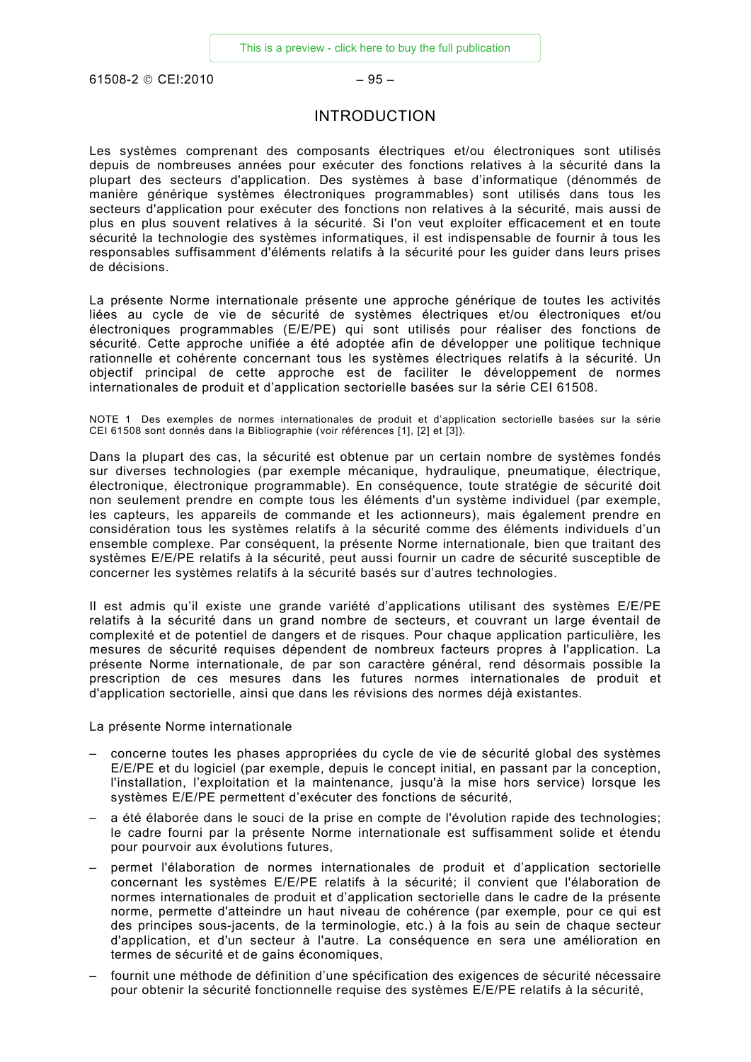# INTRODUCTION

Les systèmes comprenant des composants électriques et/ou électroniques sont utilisés depuis de nombreuses années pour exécuter des fonctions relatives à la sécurité dans la plupart des secteurs d'application. Des systèmes à base d'informatique (dénommés de manière générique systèmes électroniques programmables) sont utilisés dans tous les secteurs d'application pour exécuter des fonctions non relatives à la sécurité, mais aussi de plus en plus souvent relatives à la sécurité. Si l'on veut exploiter efficacement et en toute sécurité la technologie des systèmes informatiques, il est indispensable de fournir à tous les responsables suffisamment d'éléments relatifs à la sécurité pour les guider dans leurs prises de décisions.

La présente Norme internationale présente une approche générique de toutes les activités liées au cycle de vie de sécurité de systèmes électriques et/ou électroniques et/ou électroniques programmables (E/E/PE) qui sont utilisés pour réaliser des fonctions de sécurité. Cette approche unifiée a été adoptée afin de développer une politique technique rationnelle et cohérente concernant tous les systèmes électriques relatifs à la sécurité. Un objectif principal de cette approche est de faciliter le développement de normes internationales de produit et d'application sectorielle basées sur la série CEI 61508.

NOTE 1 Des exemples de normes internationales de produit et d'application sectorielle basées sur la série CEI 61508 sont donnés dans la Bibliographie (voir références [1], [2] et [3]).

Dans la plupart des cas, la sécurité est obtenue par un certain nombre de systèmes fondés sur diverses technologies (par exemple mécanique, hydraulique, pneumatique, électrique, électronique, électronique programmable). En conséquence, toute stratégie de sécurité doit non seulement prendre en compte tous les éléments d'un système individuel (par exemple, les capteurs, les appareils de commande et les actionneurs), mais également prendre en considération tous les systèmes relatifs à la sécurité comme des éléments individuels d'un ensemble complexe. Par conséquent, la présente Norme internationale, bien que traitant des systèmes E/E/PE relatifs à la sécurité, peut aussi fournir un cadre de sécurité susceptible de concerner les systèmes relatifs à la sécurité basés sur d'autres technologies.

Il est admis qu'il existe une grande variété d'applications utilisant des systèmes E/E/PE relatifs à la sécurité dans un grand nombre de secteurs, et couvrant un large éventail de complexité et de potentiel de dangers et de risques. Pour chaque application particulière, les mesures de sécurité requises dépendent de nombreux facteurs propres à l'application. La présente Norme internationale, de par son caractère général, rend désormais possible la prescription de ces mesures dans les futures normes internationales de produit et d'application sectorielle, ainsi que dans les révisions des normes déjà existantes.

La présente Norme internationale

- concerne toutes les phases appropriées du cycle de vie de sécurité global des systèmes E/E/PE et du logiciel (par exemple, depuis le concept initial, en passant par la conception, l'installation, l'exploitation et la maintenance, jusqu'à la mise hors service) lorsque les systèmes E/E/PE permettent d'exécuter des fonctions de sécurité,
- a été élaborée dans le souci de la prise en compte de l'évolution rapide des technologies; le cadre fourni par la présente Norme internationale est suffisamment solide et étendu pour pourvoir aux évolutions futures,
- permet l'élaboration de normes internationales de produit et d'application sectorielle concernant les systèmes E/E/PE relatifs à la sécurité; il convient que l'élaboration de normes internationales de produit et d'application sectorielle dans le cadre de la présente norme, permette d'atteindre un haut niveau de cohérence (par exemple, pour ce qui est des principes sous-jacents, de la terminologie, etc.) à la fois au sein de chaque secteur d'application, et d'un secteur à l'autre. La conséquence en sera une amélioration en termes de sécurité et de gains économiques,
- fournit une méthode de définition d'une spécification des exigences de sécurité nécessaire pour obtenir la sécurité fonctionnelle requise des systèmes E/E/PE relatifs à la sécurité,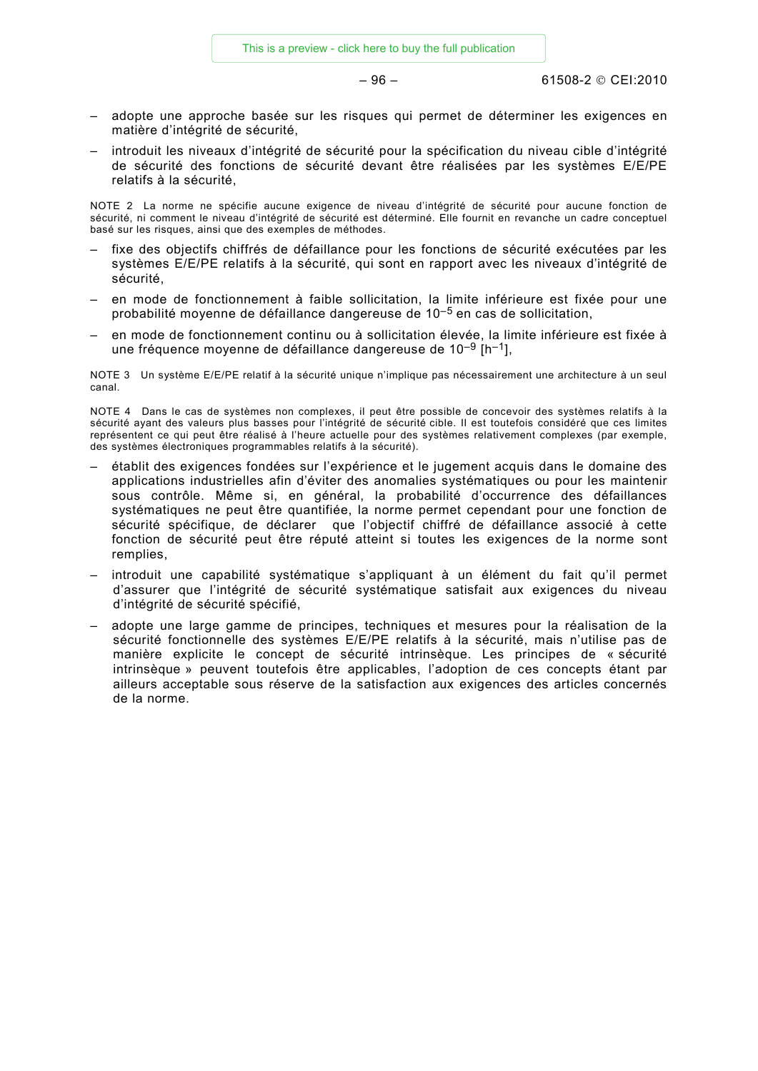– adopte une approche basée sur les risques qui permet de déterminer les exigences en matière d'intégrité de sécurité,

– introduit les niveaux d'intégrité de sécurité pour la spécification du niveau cible d'intégrité de sécurité des fonctions de sécurité devant être réalisées par les systèmes E/E/PE relatifs à la sécurité,

NOTE 2 La norme ne spécifie aucune exigence de niveau d'intégrité de sécurité pour aucune fonction de sécurité, ni comment le niveau d'intégrité de sécurité est déterminé. Elle fournit en revanche un cadre conceptuel basé sur les risques, ainsi que des exemples de méthodes.

– fixe des objectifs chiffrés de défaillance pour les fonctions de sécurité exécutées par les systèmes E/E/PE relatifs à la sécurité, qui sont en rapport avec les niveaux d'intégrité de sécurité,

– en mode de fonctionnement à faible sollicitation, la limite inférieure est fixée pour une probabilité moyenne de défaillance dangereuse de $10^{-5}$ en cas de sollicitation,

– en mode de fonctionnement continu ou à sollicitation élevée, la limite inférieure est fixée à une fréquence moyenne de défaillance dangereuse de $10^{-9}$ [$h^{-1}$],

NOTE 3 Un système E/E/PE relatif à la sécurité unique n'implique pas nécessairement une architecture à un seul canal.

NOTE 4 Dans le cas de systèmes non complexes, il peut être possible de concevoir des systèmes relatifs à la sécurité ayant des valeurs plus basses pour l'intégrité de sécurité cible. Il est toutefois considéré que ces limites représentent ce qui peut être réalisé à l'heure actuelle pour des systèmes relativement complexes (par exemple, des systèmes électroniques programmables relatifs à la sécurité).

– établit des exigences fondées sur l'expérience et le jugement acquis dans le domaine des applications industrielles afin d'éviter des anomalies systématiques ou pour les maintenir sous contrôle. Même si, en général, la probabilité d'occurrence des défaillances systématiques ne peut être quantifiée, la norme permet cependant pour une fonction de sécurité spécifique, de déclarer que l'objectif chiffré de défaillance associé à cette fonction de sécurité peut être réputé atteint si toutes les exigences de la norme sont remplies,

– introduit une capabilité systématique s'appliquant à un élément du fait qu'il permet d'assurer que l'intégrité de sécurité systématique satisfait aux exigences du niveau d'intégrité de sécurité spécifié,

– adopte une large gamme de principes, techniques et mesures pour la réalisation de la sécurité fonctionnelle des systèmes E/E/PE relatifs à la sécurité, mais n'utilise pas de manière explicite le concept de sécurité intrinsèque. Les principes de « sécurité intrinsèque » peuvent toutefois être applicables, l'adoption de ces concepts étant par ailleurs acceptable sous réserve de la satisfaction aux exigences des articles concernés de la norme.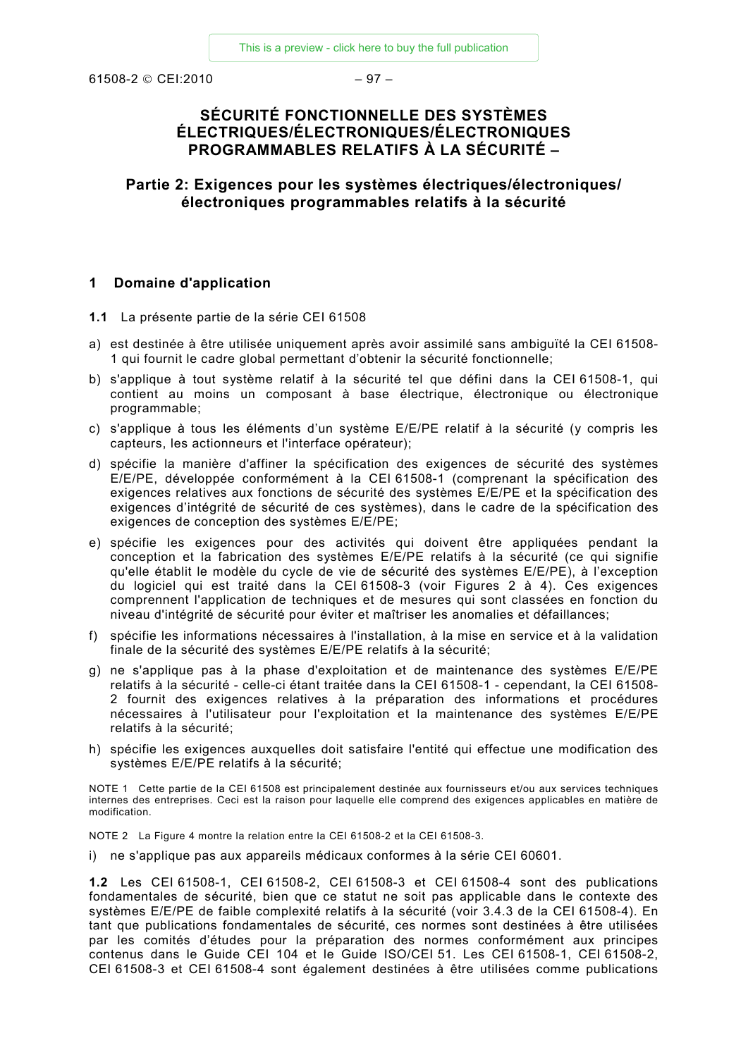# SÉCURITÉ FONCTIONNELLE DES SYSTÈMES ÉLECTRIQUES/ÉLECTRONIQUES/ÉLECTRONIQUES PROGRAMMABLES RELATIFS À LA SÉCURITÉ –

## Partie 2: Exigences pour les systèmes électriques/électroniques/ électroniques programmables relatifs à la sécurité

## 1 Domaine d'application

**1.1** La présente partie de la série CEI 61508

a) est destinée à être utilisée uniquement après avoir assimilé sans ambiguïté la CEI 61508-1 qui fournit le cadre global permettant d'obtenir la sécurité fonctionnelle;

b) s'applique à tout système relatif à la sécurité tel que défini dans la CEI 61508-1, qui contient au moins un composant à base électrique, électronique ou électronique programmable;

c) s'applique à tous les éléments d'un système E/E/PE relatif à la sécurité (y compris les capteurs, les actionneurs et l'interface opérateur);

d) spécifie la manière d'affiner la spécification des exigences de sécurité des systèmes E/E/PE, développée conformément à la CEI 61508-1 (comprenant la spécification des exigences relatives aux fonctions de sécurité des systèmes E/E/PE et la spécification des exigences d'intégrité de sécurité de ces systèmes), dans le cadre de la spécification des exigences de conception des systèmes E/E/PE;

e) spécifie les exigences pour des activités qui doivent être appliquées pendant la conception et la fabrication des systèmes E/E/PE relatifs à la sécurité (ce qui signifie qu'elle établit le modèle du cycle de vie de sécurité des systèmes E/E/PE), à l'exception du logiciel qui est traité dans la CEI 61508-3 (voir Figures 2 à 4). Ces exigences comprennent l'application de techniques et de mesures qui sont classées en fonction du niveau d'intégrité de sécurité pour éviter et maîtriser les anomalies et défaillances;

f) spécifie les informations nécessaires à l'installation, à la mise en service et à la validation finale de la sécurité des systèmes E/E/PE relatifs à la sécurité;

g) ne s'applique pas à la phase d'exploitation et de maintenance des systèmes E/E/PE relatifs à la sécurité - celle-ci étant traitée dans la CEI 61508-1 - cependant, la CEI 61508-2 fournit des exigences relatives à la préparation des informations et procédures nécessaires à l'utilisateur pour l'exploitation et la maintenance des systèmes E/E/PE relatifs à la sécurité;

h) spécifie les exigences auxquelles doit satisfaire l'entité qui effectue une modification des systèmes E/E/PE relatifs à la sécurité;

NOTE 1 Cette partie de la CEI 61508 est principalement destinée aux fournisseurs et/ou aux services techniques internes des entreprises. Ceci est la raison pour laquelle elle comprend des exigences applicables en matière de modification.

NOTE 2 La Figure 4 montre la relation entre la CEI 61508-2 et la CEI 61508-3.

i) ne s'applique pas aux appareils médicaux conformes à la série CEI 60601.

**1.2** Les CEI 61508-1, CEI 61508-2, CEI 61508-3 et CEI 61508-4 sont des publications fondamentales de sécurité, bien que ce statut ne soit pas applicable dans le contexte des systèmes E/E/PE de faible complexité relatifs à la sécurité (voir 3.4.3 de la CEI 61508-4). En tant que publications fondamentales de sécurité, ces normes sont destinées à être utilisées par les comités d'études pour la préparation des normes conformément aux principes contenus dans le Guide CEI 104 et le Guide ISO/CEI 51. Les CEI 61508-1, CEI 61508-2, CEI 61508-3 et CEI 61508-4 sont également destinées à être utilisées comme publications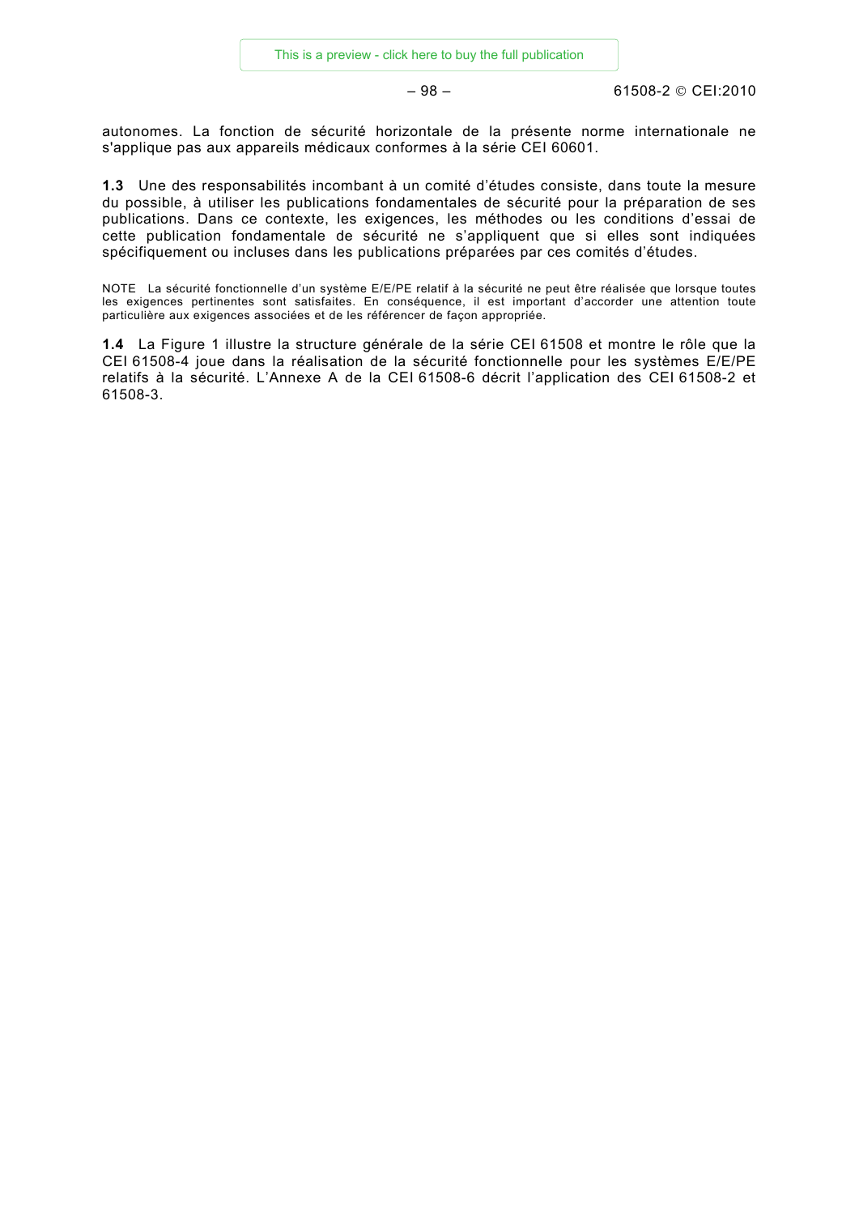autonomes. La fonction de sécurité horizontale de la présente norme internationale ne s'applique pas aux appareils médicaux conformes à la série CEI 60601.

**1.3** Une des responsabilités incombant à un comité d'études consiste, dans toute la mesure du possible, à utiliser les publications fondamentales de sécurité pour la préparation de ses publications. Dans ce contexte, les exigences, les méthodes ou les conditions d'essai de cette publication fondamentale de sécurité ne s'appliquent que si elles sont indiquées spécifiquement ou incluses dans les publications préparées par ces comités d'études.

NOTE La sécurité fonctionnelle d'un système E/E/PE relatif à la sécurité ne peut être réalisée que lorsque toutes les exigences pertinentes sont satisfaites. En conséquence, il est important d'accorder une attention toute particulière aux exigences associées et de les référencer de façon appropriée.

**1.4** La Figure 1 illustre la structure générale de la série CEI 61508 et montre le rôle que la CEI 61508-4 joue dans la réalisation de la sécurité fonctionnelle pour les systèmes E/E/PE relatifs à la sécurité. L'Annexe A de la CEI 61508-6 décrit l'application des CEI 61508-2 et 61508-3.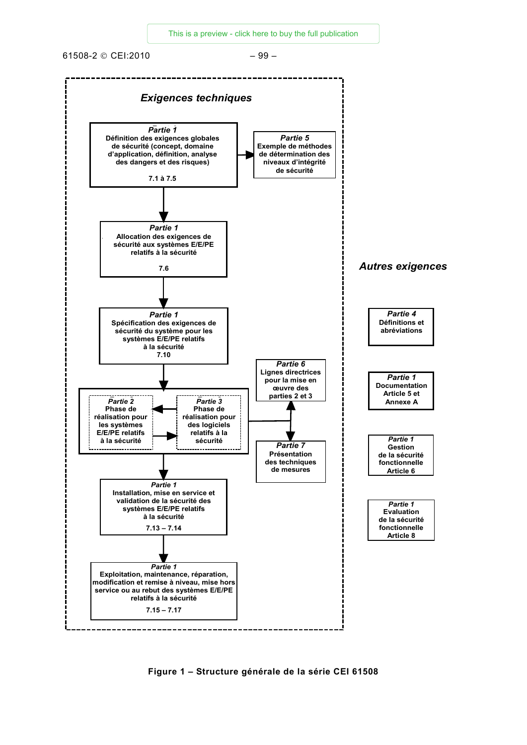*Exigences techniques*

**Partie 1**
**Définition des exigences globales de sécurité (concept, domaine d'application, définition, analyse des dangers et des risques)**
**7.1 à 7.5**

**Partie 5**
**Exemple de méthodes de détermination des niveaux d'intégrité de sécurité**

**Partie 1**
**Allocation des exigences de sécurité aux systèmes E/E/PE relatifs à la sécurité**
**7.6**

**Partie 1**
**Spécification des exigences de sécurité du système pour les systèmes E/E/PE relatifs à la sécurité**
**7.10**

**Partie 6**
**Lignes directrices pour la mise en œuvre des parties 2 et 3**

**Partie 2**
**Phase de réalisation pour les systèmes E/E/PE relatifs à la sécurité**

**Partie 3**
**Phase de réalisation pour des logiciels relatifs à la sécurité**

**Partie 7**
**Présentation des techniques de mesures**

**Partie 1**
**Installation, mise en service et validation de la sécurité des systèmes E/E/PE relatifs à la sécurité**
**7.13 – 7.14**

**Partie 1**
**Exploitation, maintenance, réparation, modification et remise à niveau, mise hors service ou au rebut des systèmes E/E/PE relatifs à la sécurité**
**7.15 – 7.17**

*Autres exigences*

**Partie 4**
**Définitions et abréviations**

**Partie 1**
**Documentation Article 5 et Annexe A**

**Partie 1**
**Gestion de la sécurité fonctionnelle Article 6**

**Partie 1**
**Evaluation de la sécurité fonctionnelle Article 8**

**Figure 1 – Structure générale de la série CEI 61508**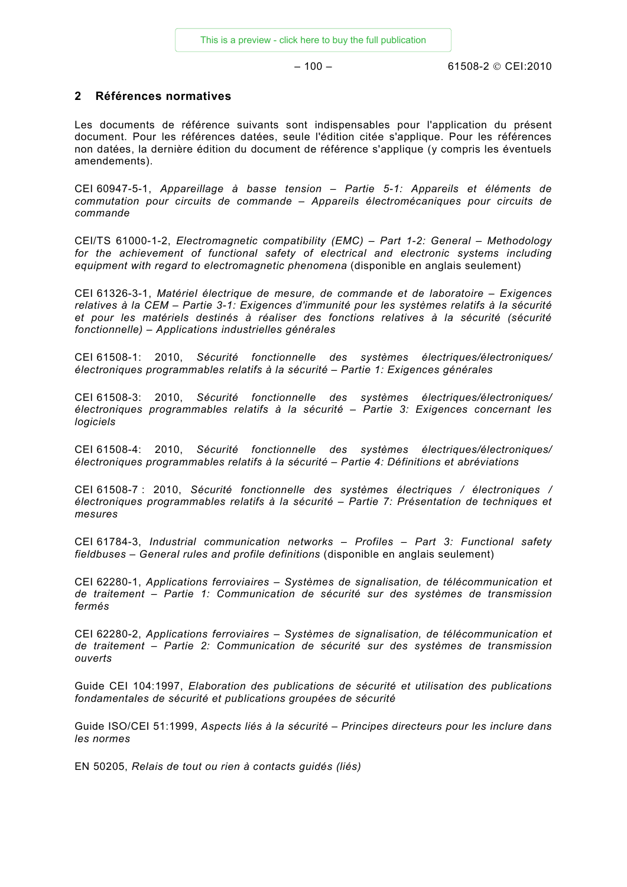## 2 Références normatives

Les documents de référence suivants sont indispensables pour l'application du présent document. Pour les références datées, seule l'édition citée s'applique. Pour les références non datées, la dernière édition du document de référence s'applique (y compris les éventuels amendements).

CEI 60947-5-1, *Appareillage à basse tension – Partie 5-1: Appareils et éléments de commutation pour circuits de commande – Appareils électromécaniques pour circuits de commande*

CEI/TS 61000-1-2, *Electromagnetic compatibility (EMC) – Part 1-2: General – Methodology for the achievement of functional safety of electrical and electronic systems including equipment with regard to electromagnetic phenomena* (disponible en anglais seulement)

CEI 61326-3-1, *Matériel électrique de mesure, de commande et de laboratoire – Exigences relatives à la CEM – Partie 3-1: Exigences d'immunité pour les systèmes relatifs à la sécurité et pour les matériels destinés à réaliser des fonctions relatives à la sécurité (sécurité fonctionnelle) – Applications industrielles générales*

CEI 61508-1: 2010, *Sécurité fonctionnelle des systèmes électriques/électroniques/ électroniques programmables relatifs à la sécurité – Partie 1: Exigences générales*

CEI 61508-3: 2010, *Sécurité fonctionnelle des systèmes électriques/électroniques/ électroniques programmables relatifs à la sécurité – Partie 3: Exigences concernant les logiciels*

CEI 61508-4: 2010, *Sécurité fonctionnelle des systèmes électriques/électroniques/ électroniques programmables relatifs à la sécurité – Partie 4: Définitions et abréviations*

CEI 61508-7 : 2010, *Sécurité fonctionnelle des systèmes électriques / électroniques / électroniques programmables relatifs à la sécurité – Partie 7: Présentation de techniques et mesures*

CEI 61784-3, *Industrial communication networks – Profiles – Part 3: Functional safety fieldbuses – General rules and profile definitions* (disponible en anglais seulement)

CEI 62280-1, *Applications ferroviaires – Systèmes de signalisation, de télécommunication et de traitement – Partie 1: Communication de sécurité sur des systèmes de transmission fermés*

CEI 62280-2, *Applications ferroviaires – Systèmes de signalisation, de télécommunication et de traitement – Partie 2: Communication de sécurité sur des systèmes de transmission ouverts*

Guide CEI 104:1997, *Elaboration des publications de sécurité et utilisation des publications fondamentales de sécurité et publications groupées de sécurité*

Guide ISO/CEI 51:1999, *Aspects liés à la sécurité – Principes directeurs pour les inclure dans les normes*

EN 50205, *Relais de tout ou rien à contacts guidés (liés)*